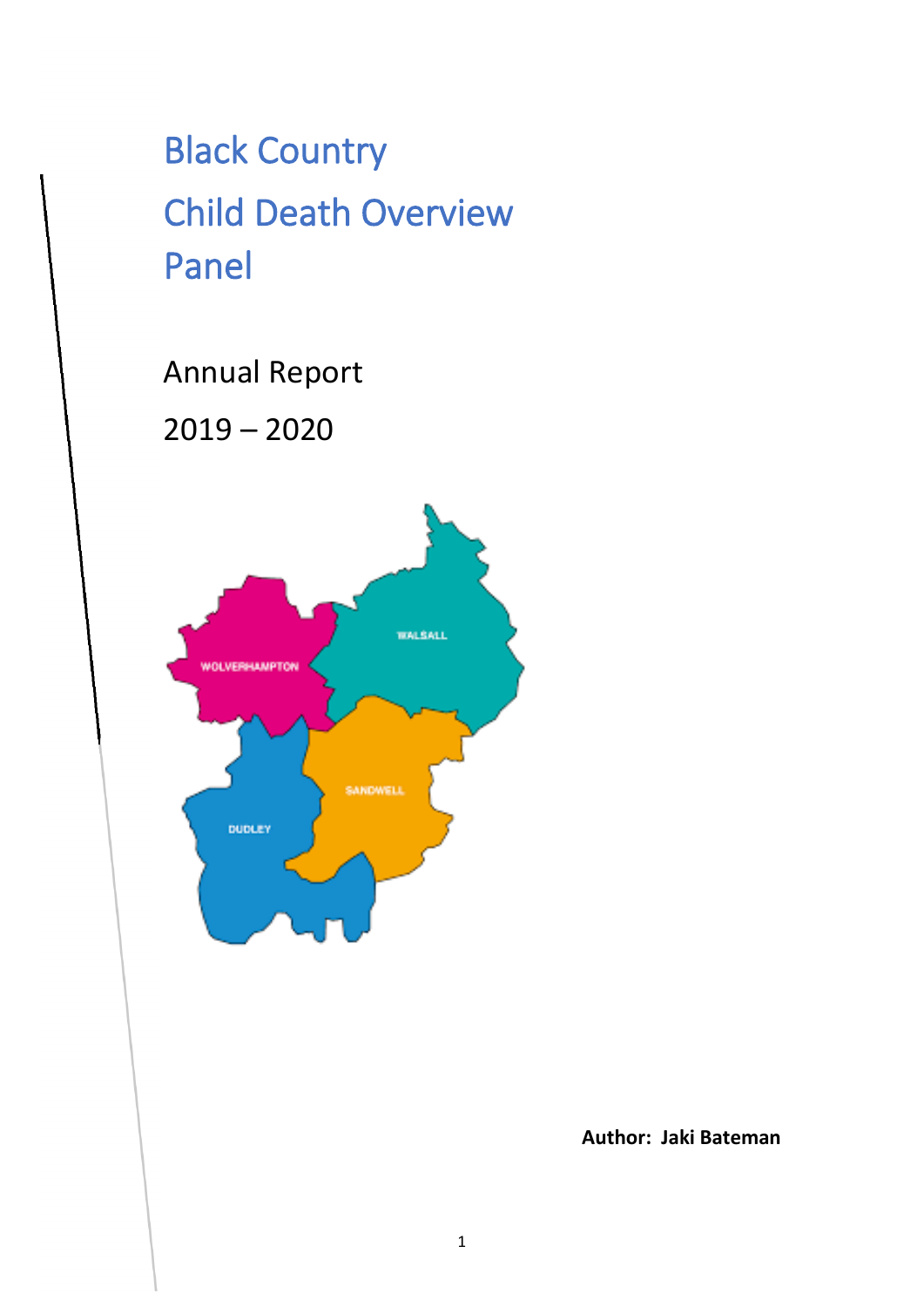# Black Country Child Death Overview Panel

Annual Report

2019 – 2020

WOLVERHAMPTON

WALSALL

SANDWELL

DUDLEY

**Author: Jaki Bateman**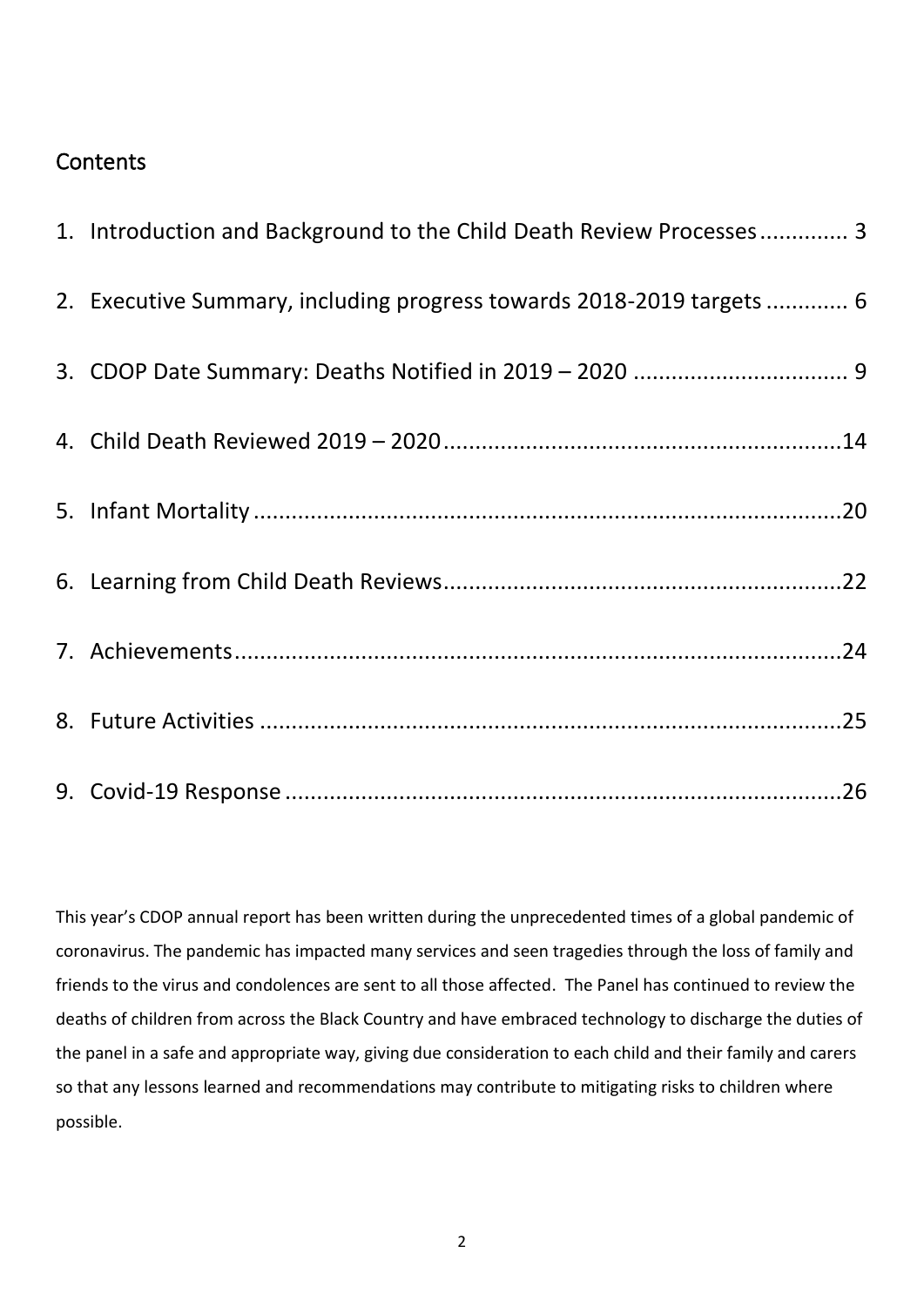## Contents

1. Introduction and Background to the Child Death Review Processes ............. 3
2. Executive Summary, including progress towards 2018-2019 targets ............. 6
3. CDOP Date Summary: Deaths Notified in 2019 – 2020 .................................. 9
4. Child Death Reviewed 2019 – 2020 ...............................................................14
5. Infant Mortality ..............................................................................................20
6. Learning from Child Death Reviews ...............................................................22
7. Achievements ..................................................................................................24
8. Future Activities ..............................................................................................25
9. Covid-19 Response ..........................................................................................26

This year's CDOP annual report has been written during the unprecedented times of a global pandemic of coronavirus. The pandemic has impacted many services and seen tragedies through the loss of family and friends to the virus and condolences are sent to all those affected. The Panel has continued to review the deaths of children from across the Black Country and have embraced technology to discharge the duties of the panel in a safe and appropriate way, giving due consideration to each child and their family and carers so that any lessons learned and recommendations may contribute to mitigating risks to children where possible.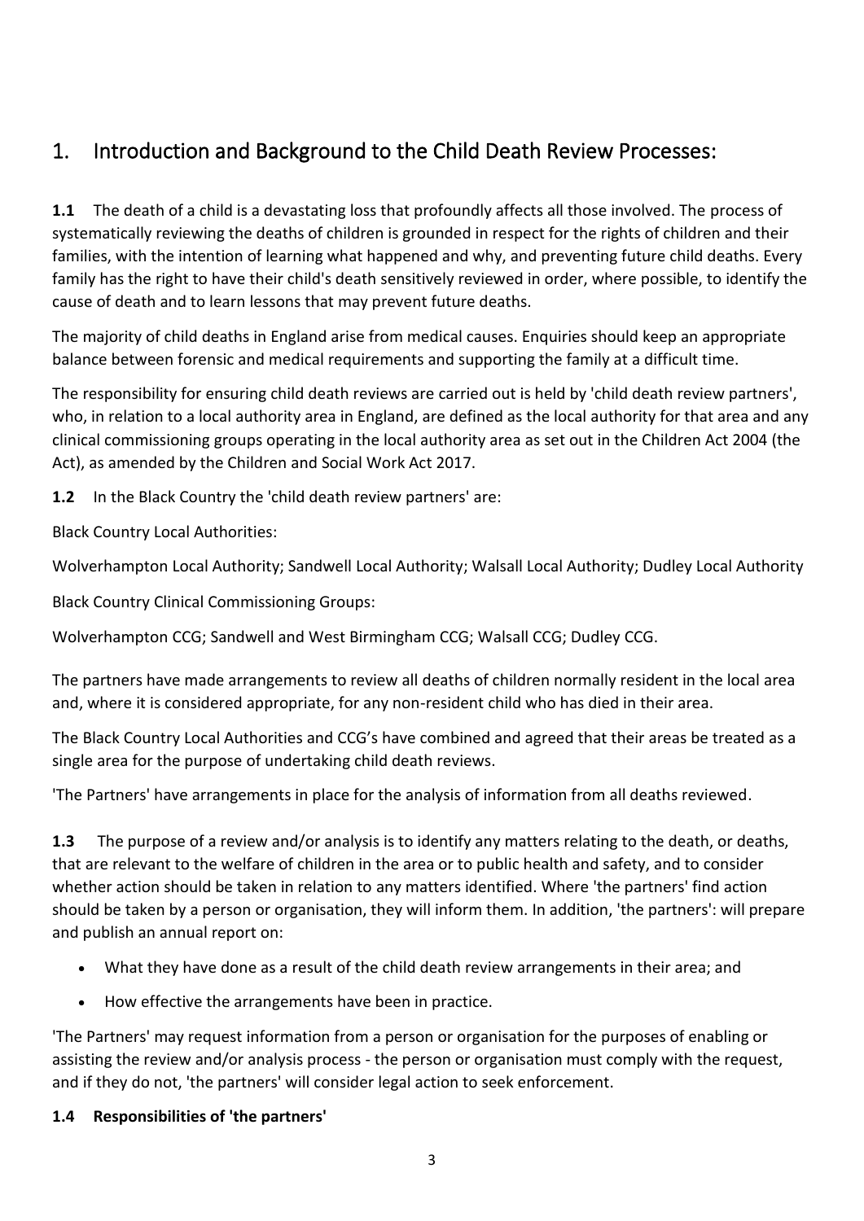## 1. Introduction and Background to the Child Death Review Processes:

**1.1** The death of a child is a devastating loss that profoundly affects all those involved. The process of systematically reviewing the deaths of children is grounded in respect for the rights of children and their families, with the intention of learning what happened and why, and preventing future child deaths. Every family has the right to have their child's death sensitively reviewed in order, where possible, to identify the cause of death and to learn lessons that may prevent future deaths.

The majority of child deaths in England arise from medical causes. Enquiries should keep an appropriate balance between forensic and medical requirements and supporting the family at a difficult time.

The responsibility for ensuring child death reviews are carried out is held by 'child death review partners', who, in relation to a local authority area in England, are defined as the local authority for that area and any clinical commissioning groups operating in the local authority area as set out in the Children Act 2004 (the Act), as amended by the Children and Social Work Act 2017.

**1.2** In the Black Country the 'child death review partners' are:

Black Country Local Authorities:

Wolverhampton Local Authority; Sandwell Local Authority; Walsall Local Authority; Dudley Local Authority

Black Country Clinical Commissioning Groups:

Wolverhampton CCG; Sandwell and West Birmingham CCG; Walsall CCG; Dudley CCG.

The partners have made arrangements to review all deaths of children normally resident in the local area and, where it is considered appropriate, for any non-resident child who has died in their area.

The Black Country Local Authorities and CCG's have combined and agreed that their areas be treated as a single area for the purpose of undertaking child death reviews.

'The Partners' have arrangements in place for the analysis of information from all deaths reviewed.

**1.3** The purpose of a review and/or analysis is to identify any matters relating to the death, or deaths, that are relevant to the welfare of children in the area or to public health and safety, and to consider whether action should be taken in relation to any matters identified. Where 'the partners' find action should be taken by a person or organisation, they will inform them. In addition, 'the partners': will prepare and publish an annual report on:

- What they have done as a result of the child death review arrangements in their area; and
- How effective the arrangements have been in practice.

'The Partners' may request information from a person or organisation for the purposes of enabling or assisting the review and/or analysis process - the person or organisation must comply with the request, and if they do not, 'the partners' will consider legal action to seek enforcement.

**1.4 Responsibilities of 'the partners'**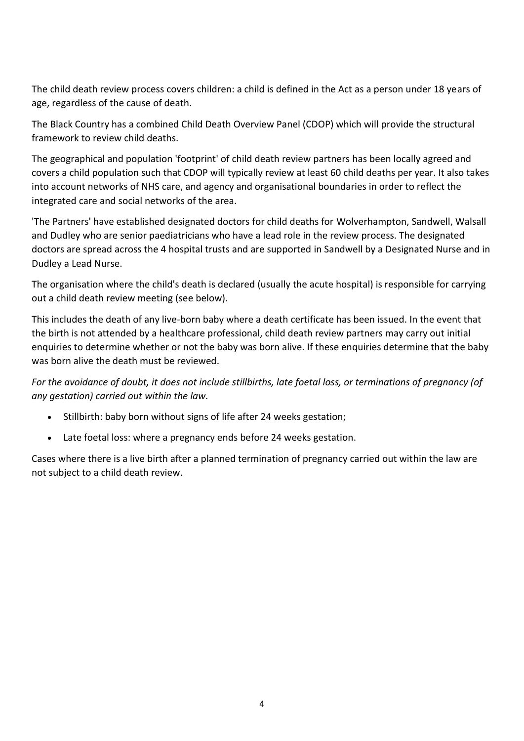The child death review process covers children: a child is defined in the Act as a person under 18 years of age, regardless of the cause of death.

The Black Country has a combined Child Death Overview Panel (CDOP) which will provide the structural framework to review child deaths.

The geographical and population 'footprint' of child death review partners has been locally agreed and covers a child population such that CDOP will typically review at least 60 child deaths per year. It also takes into account networks of NHS care, and agency and organisational boundaries in order to reflect the integrated care and social networks of the area.

'The Partners' have established designated doctors for child deaths for Wolverhampton, Sandwell, Walsall and Dudley who are senior paediatricians who have a lead role in the review process. The designated doctors are spread across the 4 hospital trusts and are supported in Sandwell by a Designated Nurse and in Dudley a Lead Nurse.

The organisation where the child's death is declared (usually the acute hospital) is responsible for carrying out a child death review meeting (see below).

This includes the death of any live-born baby where a death certificate has been issued. In the event that the birth is not attended by a healthcare professional, child death review partners may carry out initial enquiries to determine whether or not the baby was born alive. If these enquiries determine that the baby was born alive the death must be reviewed.

*For the avoidance of doubt, it does not include stillbirths, late foetal loss, or terminations of pregnancy (of any gestation) carried out within the law.*

- Stillbirth: baby born without signs of life after 24 weeks gestation;
- Late foetal loss: where a pregnancy ends before 24 weeks gestation.

Cases where there is a live birth after a planned termination of pregnancy carried out within the law are not subject to a child death review.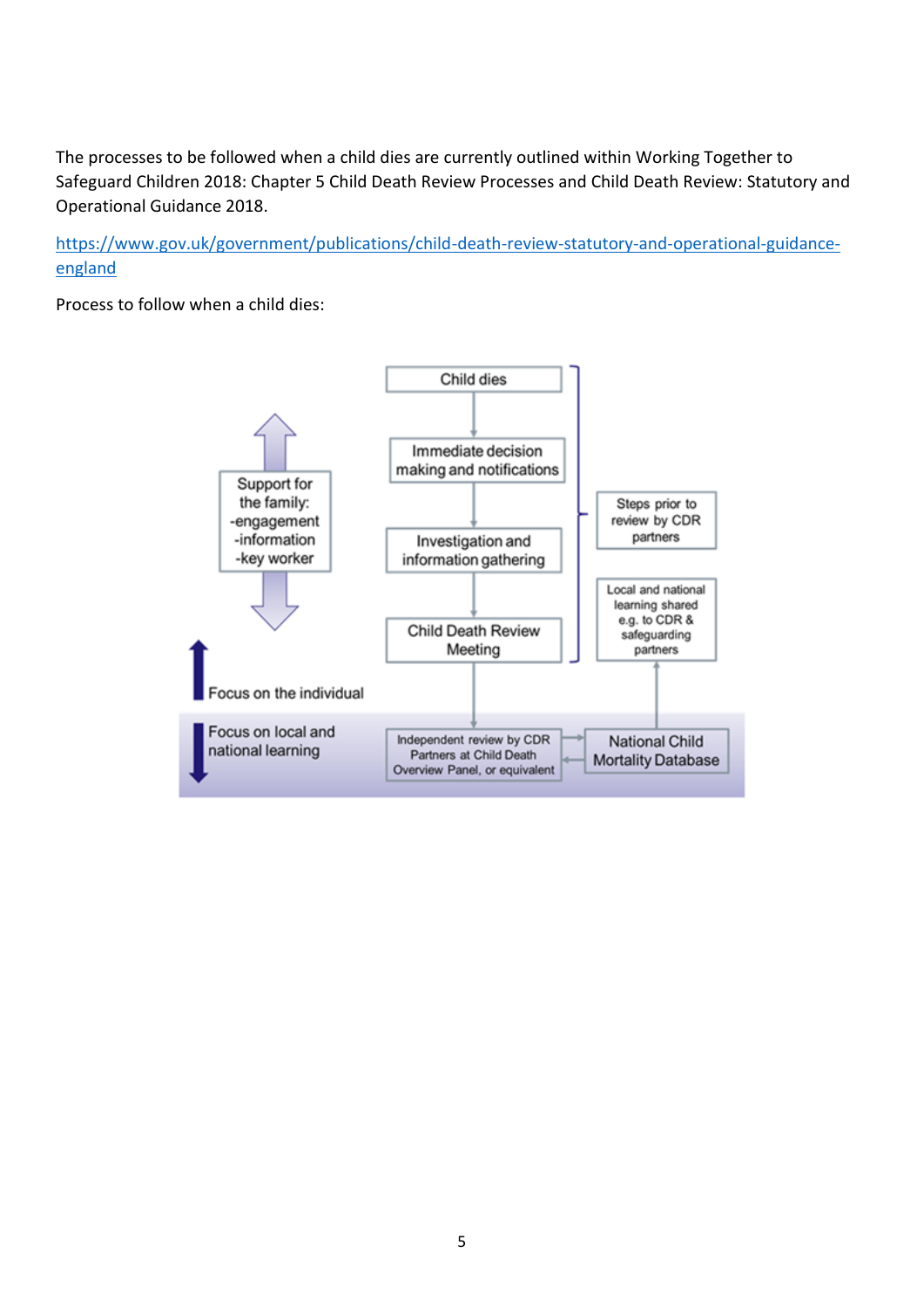The processes to be followed when a child dies are currently outlined within Working Together to Safeguard Children 2018: Chapter 5 Child Death Review Processes and Child Death Review: Statutory and Operational Guidance 2018.

[https://www.gov.uk/government/publications/child-death-review-statutory-and-operational-guidance-england](https://www.gov.uk/government/publications/child-death-review-statutory-and-operational-guidance-england)

Process to follow when a child dies:

Child dies

Immediate decision making and notifications

Investigation and information gathering

Child Death Review Meeting

Steps prior to review by CDR partners

Support for the family:
-engagement
-information
-key worker

Focus on the individual

Focus on local and national learning

Independent review by CDR Partners at Child Death Overview Panel, or equivalent

National Child Mortality Database

Local and national learning shared e.g. to CDR & safeguarding partners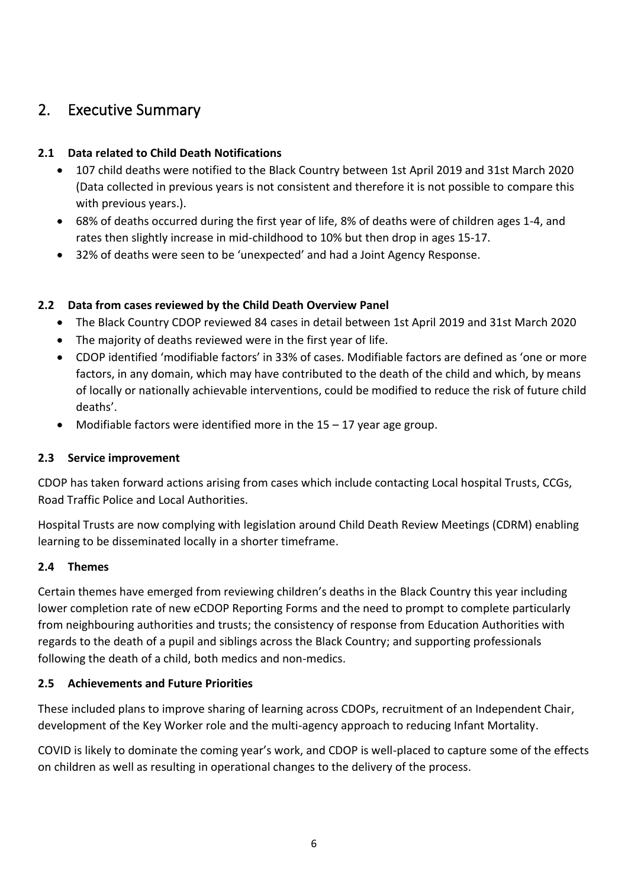## 2. Executive Summary

### 2.1 Data related to Child Death Notifications

- 107 child deaths were notified to the Black Country between 1st April 2019 and 31st March 2020 (Data collected in previous years is not consistent and therefore it is not possible to compare this with previous years.).
- 68% of deaths occurred during the first year of life, 8% of deaths were of children ages 1-4, and rates then slightly increase in mid-childhood to 10% but then drop in ages 15-17.
- 32% of deaths were seen to be 'unexpected' and had a Joint Agency Response.

### 2.2 Data from cases reviewed by the Child Death Overview Panel

- The Black Country CDOP reviewed 84 cases in detail between 1st April 2019 and 31st March 2020
- The majority of deaths reviewed were in the first year of life.
- CDOP identified 'modifiable factors' in 33% of cases. Modifiable factors are defined as 'one or more factors, in any domain, which may have contributed to the death of the child and which, by means of locally or nationally achievable interventions, could be modified to reduce the risk of future child deaths'.
- Modifiable factors were identified more in the 15 – 17 year age group.

### 2.3 Service improvement

CDOP has taken forward actions arising from cases which include contacting Local hospital Trusts, CCGs, Road Traffic Police and Local Authorities.

Hospital Trusts are now complying with legislation around Child Death Review Meetings (CDRM) enabling learning to be disseminated locally in a shorter timeframe.

### 2.4 Themes

Certain themes have emerged from reviewing children's deaths in the Black Country this year including lower completion rate of new eCDOP Reporting Forms and the need to prompt to complete particularly from neighbouring authorities and trusts; the consistency of response from Education Authorities with regards to the death of a pupil and siblings across the Black Country; and supporting professionals following the death of a child, both medics and non-medics.

### 2.5 Achievements and Future Priorities

These included plans to improve sharing of learning across CDOPs, recruitment of an Independent Chair, development of the Key Worker role and the multi-agency approach to reducing Infant Mortality.

COVID is likely to dominate the coming year's work, and CDOP is well-placed to capture some of the effects on children as well as resulting in operational changes to the delivery of the process.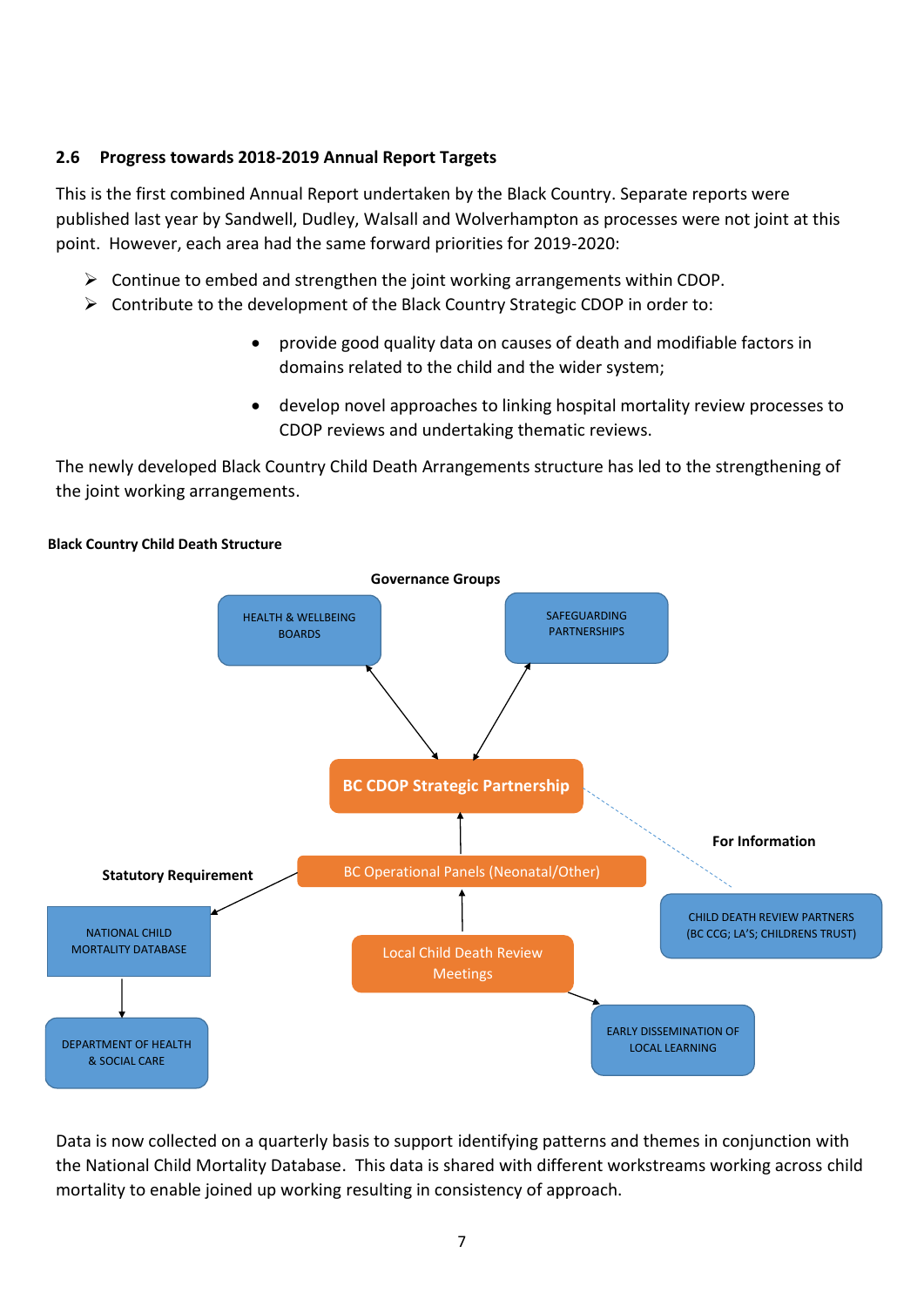## 2.6 Progress towards 2018-2019 Annual Report Targets

This is the first combined Annual Report undertaken by the Black Country. Separate reports were published last year by Sandwell, Dudley, Walsall and Wolverhampton as processes were not joint at this point. However, each area had the same forward priorities for 2019-2020:

- Continue to embed and strengthen the joint working arrangements within CDOP.
- Contribute to the development of the Black Country Strategic CDOP in order to:
  - provide good quality data on causes of death and modifiable factors in domains related to the child and the wider system;
  - develop novel approaches to linking hospital mortality review processes to CDOP reviews and undertaking thematic reviews.

The newly developed Black Country Child Death Arrangements structure has led to the strengthening of the joint working arrangements.

**Black Country Child Death Structure**

**Governance Groups**

HEALTH & WELLBEING BOARDS

SAFEGUARDING PARTNERSHIPS

**BC CDOP Strategic Partnership**

**For Information**

**Statutory Requirement**

BC Operational Panels (Neonatal/Other)

CHILD DEATH REVIEW PARTNERS (BC CCG; LA'S; CHILDRENS TRUST)

NATIONAL CHILD MORTALITY DATABASE

Local Child Death Review Meetings

DEPARTMENT OF HEALTH & SOCIAL CARE

EARLY DISSEMINATION OF LOCAL LEARNING

Data is now collected on a quarterly basis to support identifying patterns and themes in conjunction with the National Child Mortality Database. This data is shared with different workstreams working across child mortality to enable joined up working resulting in consistency of approach.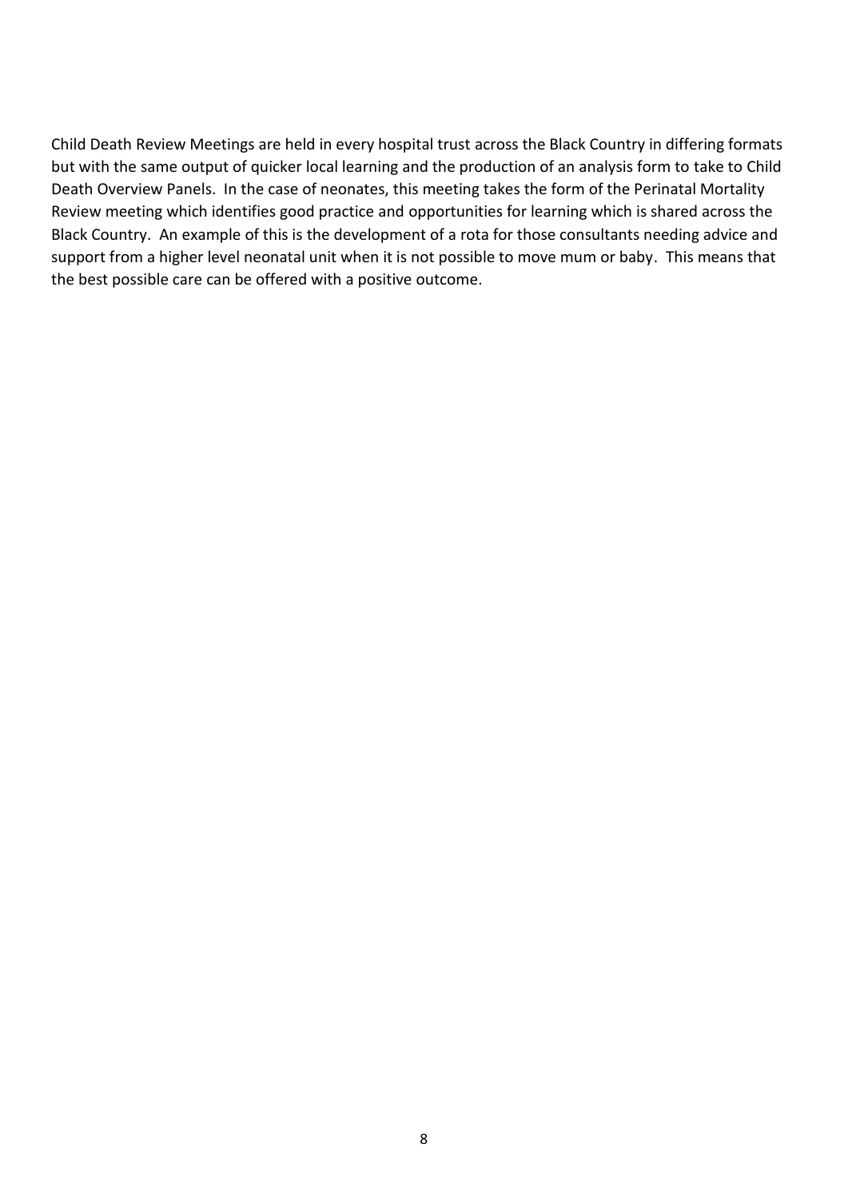Child Death Review Meetings are held in every hospital trust across the Black Country in differing formats but with the same output of quicker local learning and the production of an analysis form to take to Child Death Overview Panels. In the case of neonates, this meeting takes the form of the Perinatal Mortality Review meeting which identifies good practice and opportunities for learning which is shared across the Black Country. An example of this is the development of a rota for those consultants needing advice and support from a higher level neonatal unit when it is not possible to move mum or baby. This means that the best possible care can be offered with a positive outcome.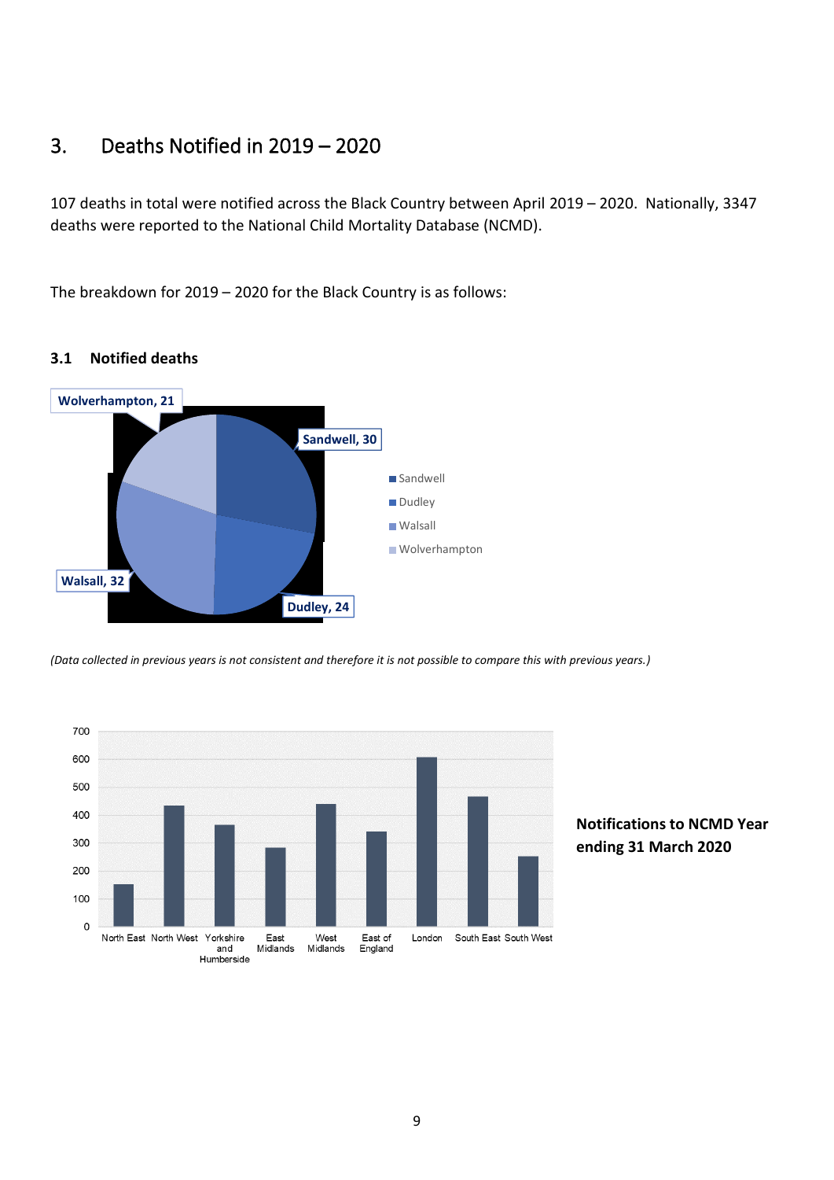## 3. Deaths Notified in 2019 – 2020

107 deaths in total were notified across the Black Country between April 2019 – 2020. Nationally, 3347 deaths were reported to the National Child Mortality Database (NCMD).

The breakdown for 2019 – 2020 for the Black Country is as follows:

### 3.1 Notified deaths

| Area | Notified deaths |
|---|---|
| Sandwell | 30 |
| Dudley | 24 |
| Walsall | 32 |
| Wolverhampton | 21 |

*(Data collected in previous years is not consistent and therefore it is not possible to compare this with previous years.)*

**Notifications to NCMD Year ending 31 March 2020**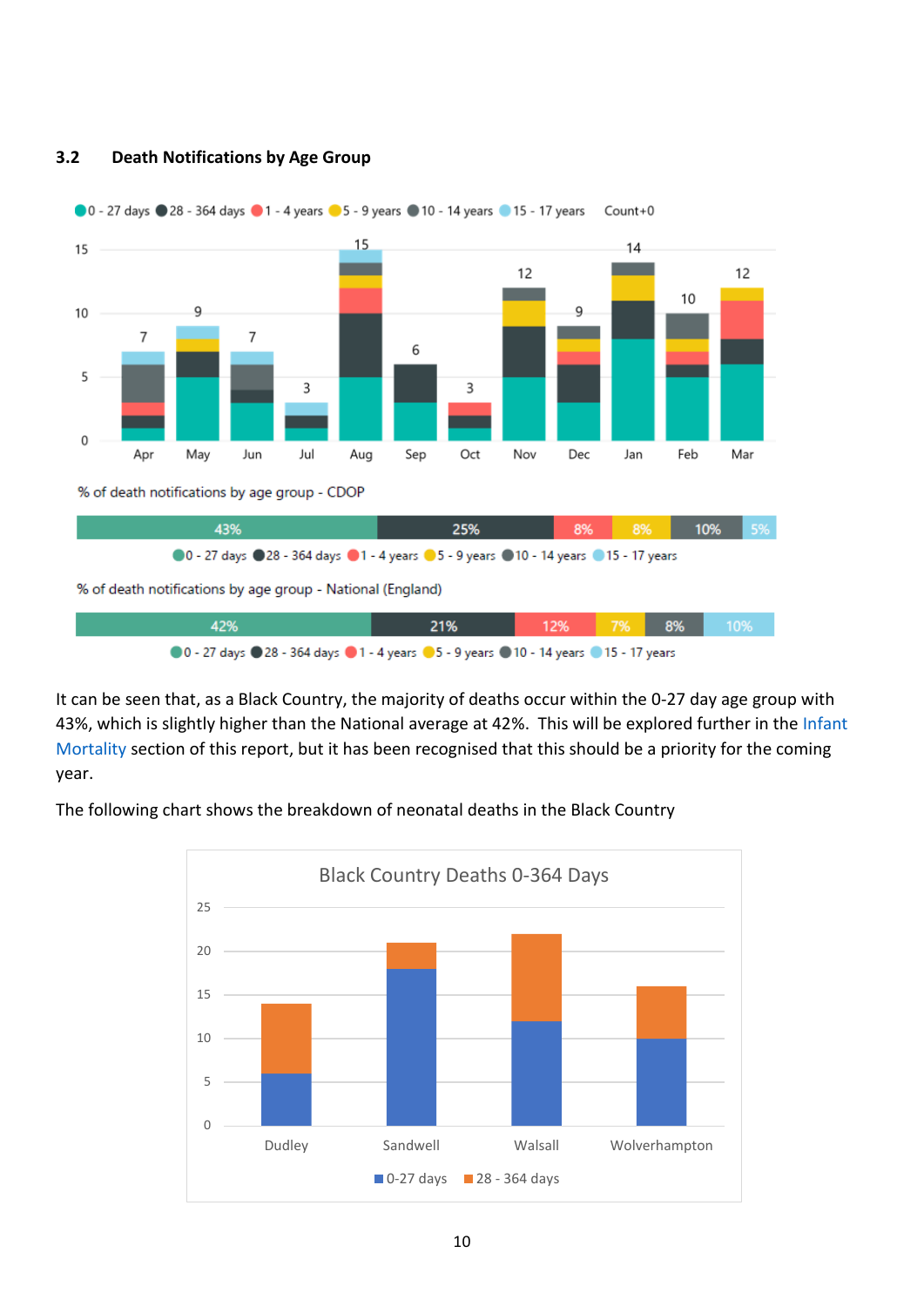### 3.2 Death Notifications by Age Group

It can be seen that, as a Black Country, the majority of deaths occur within the 0-27 day age group with 43%, which is slightly higher than the National average at 42%. This will be explored further in the Infant Mortality section of this report, but it has been recognised that this should be a priority for the coming year.

The following chart shows the breakdown of neonatal deaths in the Black Country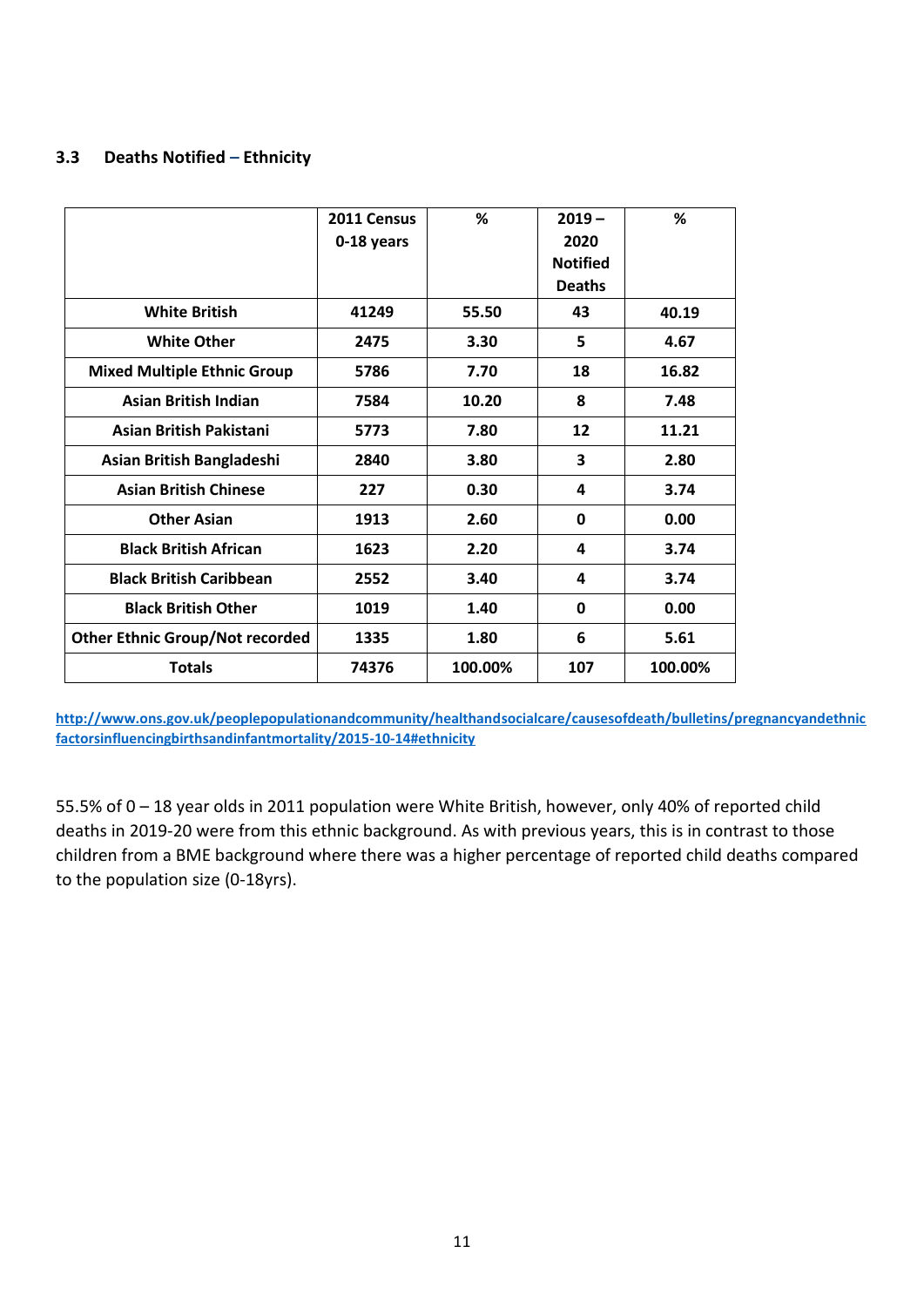### 3.3 Deaths Notified – Ethnicity

| | 2011 Census 0-18 years | % | 2019 – 2020 Notified Deaths | % |
|---|---|---|---|---|
| **White British** | **41249** | **55.50** | **43** | **40.19** |
| **White Other** | **2475** | **3.30** | **5** | **4.67** |
| **Mixed Multiple Ethnic Group** | **5786** | **7.70** | **18** | **16.82** |
| **Asian British Indian** | **7584** | **10.20** | **8** | **7.48** |
| **Asian British Pakistani** | **5773** | **7.80** | **12** | **11.21** |
| **Asian British Bangladeshi** | **2840** | **3.80** | **3** | **2.80** |
| **Asian British Chinese** | **227** | **0.30** | **4** | **3.74** |
| **Other Asian** | **1913** | **2.60** | **0** | **0.00** |
| **Black British African** | **1623** | **2.20** | **4** | **3.74** |
| **Black British Caribbean** | **2552** | **3.40** | **4** | **3.74** |
| **Black British Other** | **1019** | **1.40** | **0** | **0.00** |
| **Other Ethnic Group/Not recorded** | **1335** | **1.80** | **6** | **5.61** |
| **Totals** | **74376** | **100.00%** | **107** | **100.00%** |

http://www.ons.gov.uk/peoplepopulationandcommunity/healthandsocialcare/causesofdeath/bulletins/pregnancyandethnicfactorsinfluencingbirthsandinfantmortality/2015-10-14#ethnicity

55.5% of 0 – 18 year olds in 2011 population were White British, however, only 40% of reported child deaths in 2019-20 were from this ethnic background. As with previous years, this is in contrast to those children from a BME background where there was a higher percentage of reported child deaths compared to the population size (0-18yrs).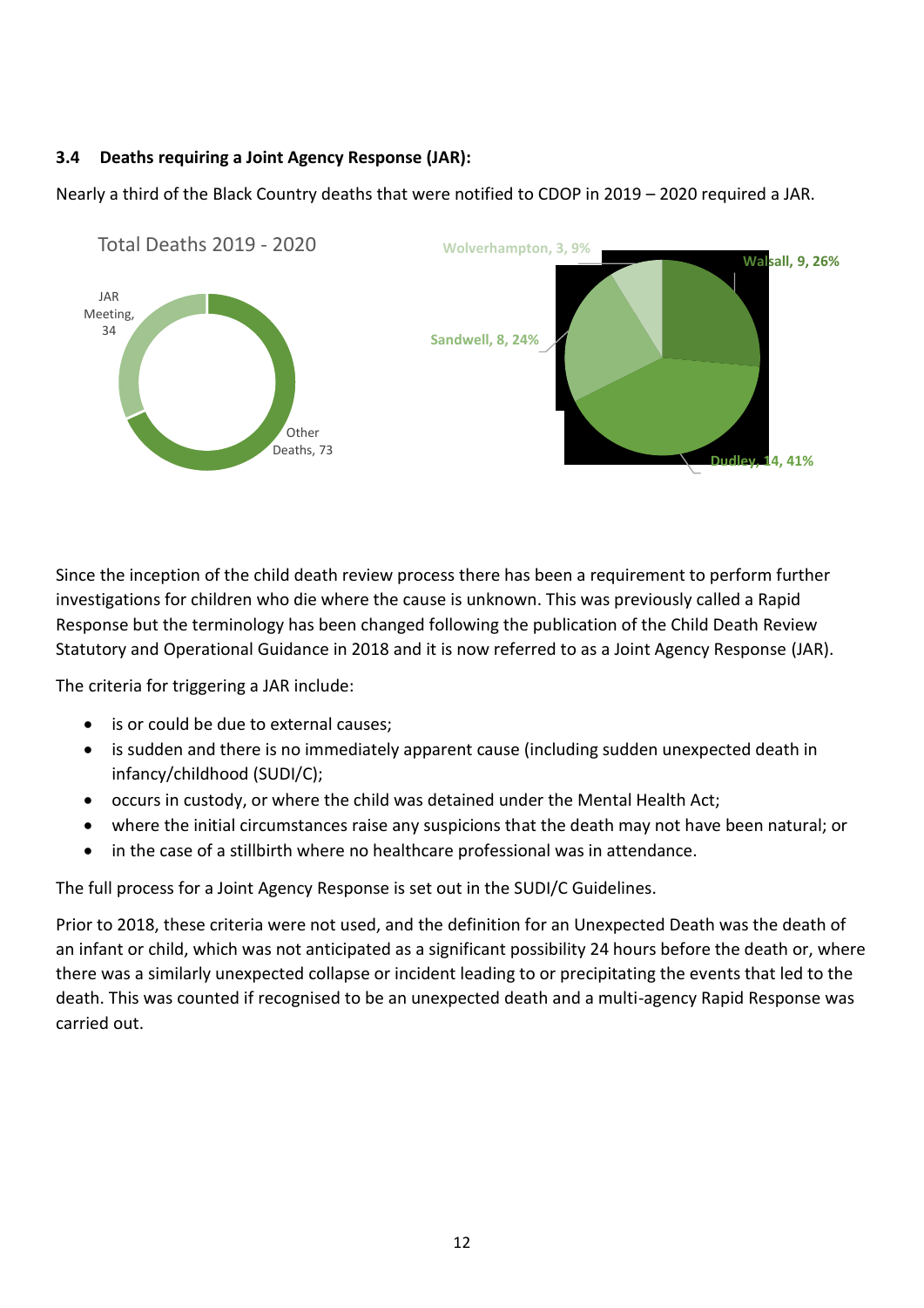### 3.4 Deaths requiring a Joint Agency Response (JAR):

Nearly a third of the Black Country deaths that were notified to CDOP in 2019 – 2020 required a JAR.

Total Deaths 2019 - 2020

JAR Meeting, 34

Other Deaths, 73

Wolverhampton, 3, 9%

Walsall, 9, 26%

Sandwell, 8, 24%

Dudley, 14, 41%

Since the inception of the child death review process there has been a requirement to perform further investigations for children who die where the cause is unknown. This was previously called a Rapid Response but the terminology has been changed following the publication of the Child Death Review Statutory and Operational Guidance in 2018 and it is now referred to as a Joint Agency Response (JAR).

The criteria for triggering a JAR include:

- is or could be due to external causes;
- is sudden and there is no immediately apparent cause (including sudden unexpected death in infancy/childhood (SUDI/C);
- occurs in custody, or where the child was detained under the Mental Health Act;
- where the initial circumstances raise any suspicions that the death may not have been natural; or
- in the case of a stillbirth where no healthcare professional was in attendance.

The full process for a Joint Agency Response is set out in the SUDI/C Guidelines.

Prior to 2018, these criteria were not used, and the definition for an Unexpected Death was the death of an infant or child, which was not anticipated as a significant possibility 24 hours before the death or, where there was a similarly unexpected collapse or incident leading to or precipitating the events that led to the death. This was counted if recognised to be an unexpected death and a multi-agency Rapid Response was carried out.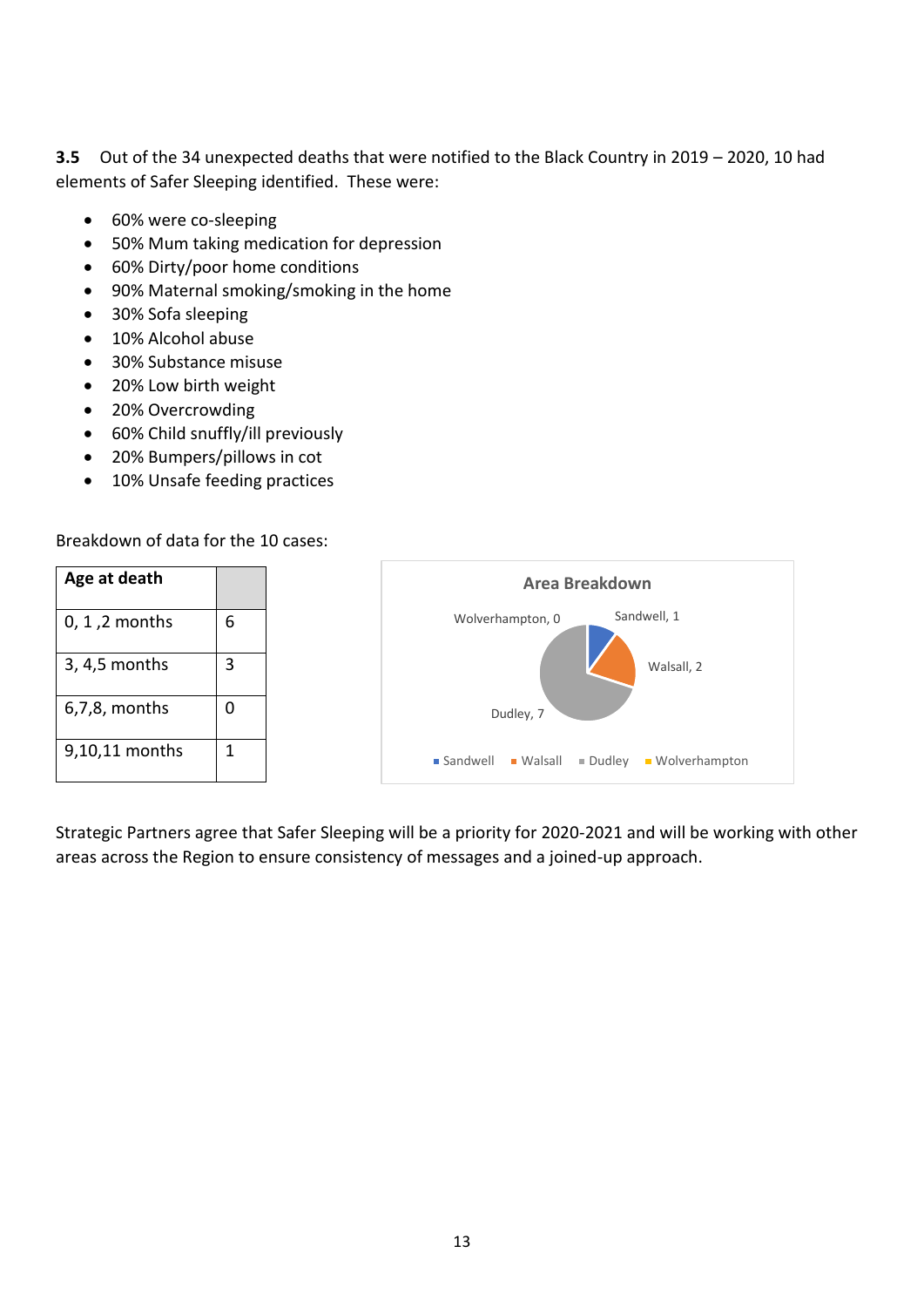**3.5** Out of the 34 unexpected deaths that were notified to the Black Country in 2019 – 2020, 10 had elements of Safer Sleeping identified. These were:

- 60% were co-sleeping
- 50% Mum taking medication for depression
- 60% Dirty/poor home conditions
- 90% Maternal smoking/smoking in the home
- 30% Sofa sleeping
- 10% Alcohol abuse
- 30% Substance misuse
- 20% Low birth weight
- 20% Overcrowding
- 60% Child snuffly/ill previously
- 20% Bumpers/pillows in cot
- 10% Unsafe feeding practices

Breakdown of data for the 10 cases:

| Age at death | |
|---|---|
| 0, 1 ,2 months | 6 |
| 3, 4,5 months | 3 |
| 6,7,8, months | 0 |
| 9,10,11 months | 1 |

**Area Breakdown**

| Area | Count |
|---|---|
| Sandwell | 1 |
| Walsall | 2 |
| Dudley | 7 |
| Wolverhampton | 0 |

Strategic Partners agree that Safer Sleeping will be a priority for 2020-2021 and will be working with other areas across the Region to ensure consistency of messages and a joined-up approach.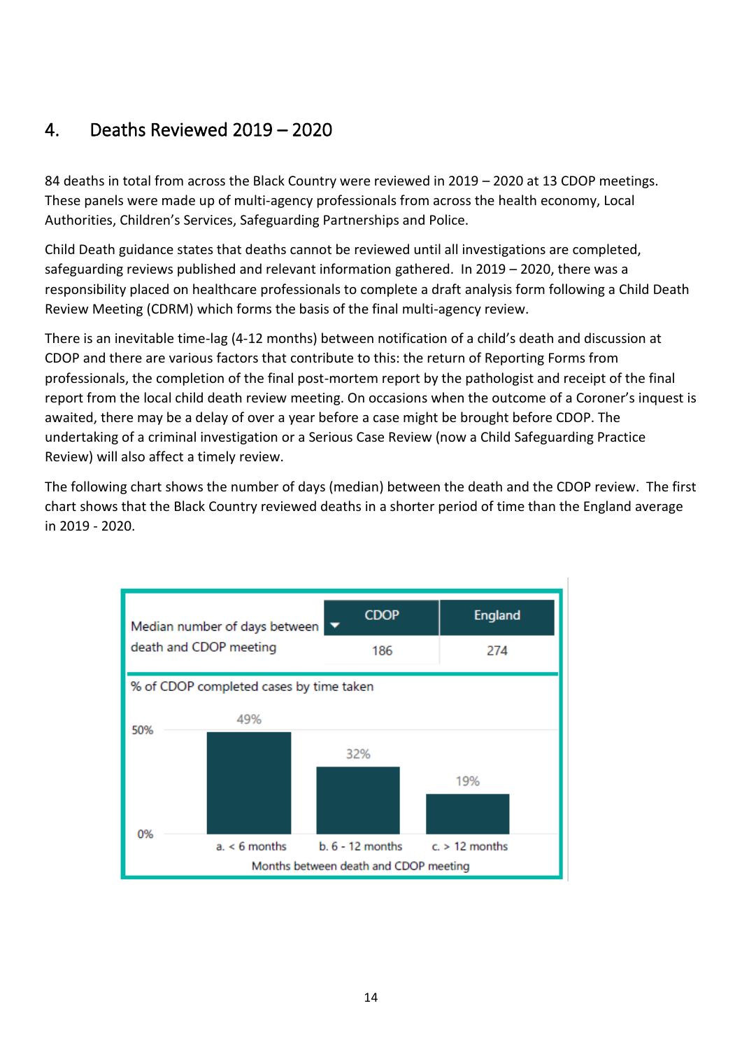## 4. Deaths Reviewed 2019 – 2020

84 deaths in total from across the Black Country were reviewed in 2019 – 2020 at 13 CDOP meetings. These panels were made up of multi-agency professionals from across the health economy, Local Authorities, Children's Services, Safeguarding Partnerships and Police.

Child Death guidance states that deaths cannot be reviewed until all investigations are completed, safeguarding reviews published and relevant information gathered. In 2019 – 2020, there was a responsibility placed on healthcare professionals to complete a draft analysis form following a Child Death Review Meeting (CDRM) which forms the basis of the final multi-agency review.

There is an inevitable time-lag (4-12 months) between notification of a child's death and discussion at CDOP and there are various factors that contribute to this: the return of Reporting Forms from professionals, the completion of the final post-mortem report by the pathologist and receipt of the final report from the local child death review meeting. On occasions when the outcome of a Coroner's inquest is awaited, there may be a delay of over a year before a case might be brought before CDOP. The undertaking of a criminal investigation or a Serious Case Review (now a Child Safeguarding Practice Review) will also affect a timely review.

The following chart shows the number of days (median) between the death and the CDOP review. The first chart shows that the Black Country reviewed deaths in a shorter period of time than the England average in 2019 - 2020.

| Median number of days between death and CDOP meeting | CDOP | England |
|---|---|---|
| | 186 | 274 |

**% of CDOP completed cases by time taken**

| Months between death and CDOP meeting | % |
|---|---|
| a. < 6 months | 49% |
| b. 6 - 12 months | 32% |
| c. > 12 months | 19% |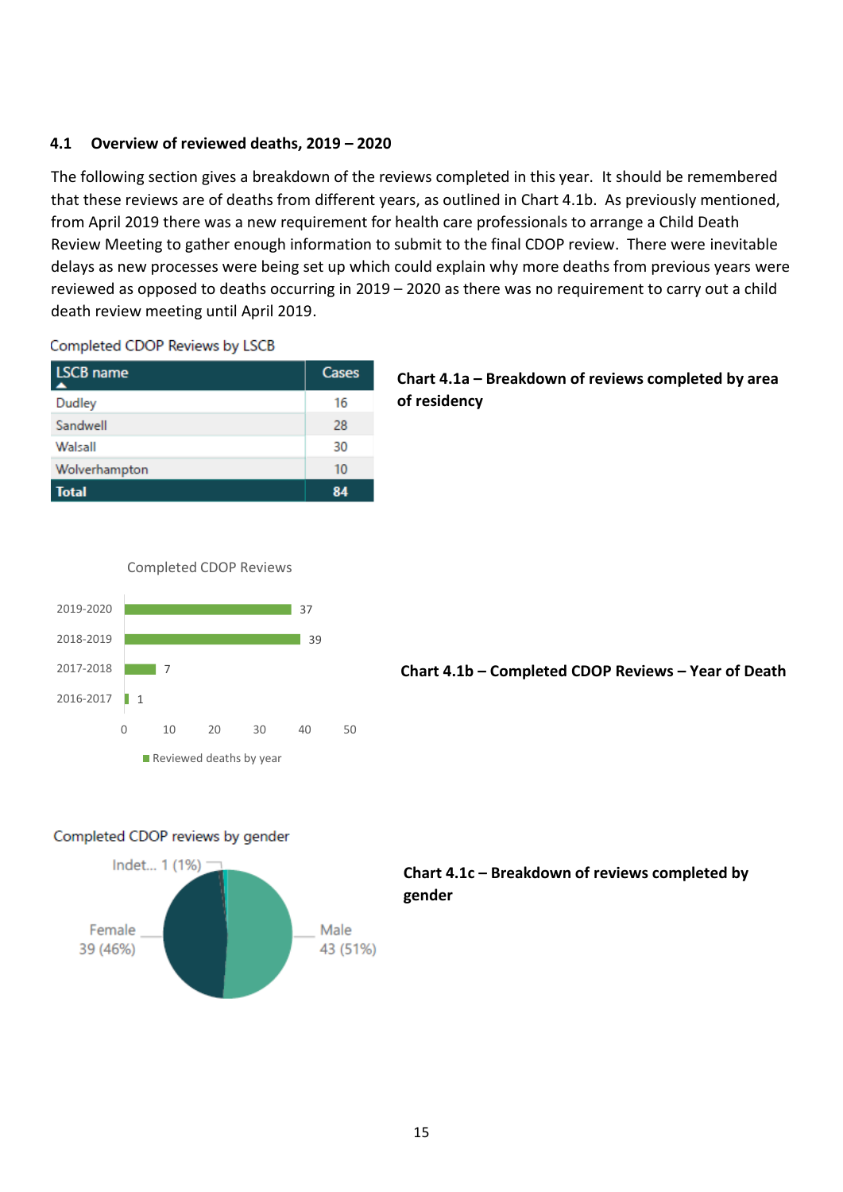### 4.1 Overview of reviewed deaths, 2019 – 2020

The following section gives a breakdown of the reviews completed in this year. It should be remembered that these reviews are of deaths from different years, as outlined in Chart 4.1b. As previously mentioned, from April 2019 there was a new requirement for health care professionals to arrange a Child Death Review Meeting to gather enough information to submit to the final CDOP review. There were inevitable delays as new processes were being set up which could explain why more deaths from previous years were reviewed as opposed to deaths occurring in 2019 – 2020 as there was no requirement to carry out a child death review meeting until April 2019.

Completed CDOP Reviews by LSCB

| LSCB name | Cases |
|---|---|
| Dudley | 16 |
| Sandwell | 28 |
| Walsall | 30 |
| Wolverhampton | 10 |
| **Total** | **84** |

**Chart 4.1a – Breakdown of reviews completed by area of residency**

Completed CDOP Reviews

| Year of death | Reviewed deaths by year |
|---|---|
| 2019-2020 | 37 |
| 2018-2019 | 39 |
| 2017-2018 | 7 |
| 2016-2017 | 1 |

**Chart 4.1b – Completed CDOP Reviews – Year of Death**

Completed CDOP reviews by gender

| Gender | Cases |
|---|---|
| Male | 43 (51%) |
| Female | 39 (46%) |
| Indet... | 1 (1%) |

**Chart 4.1c – Breakdown of reviews completed by gender**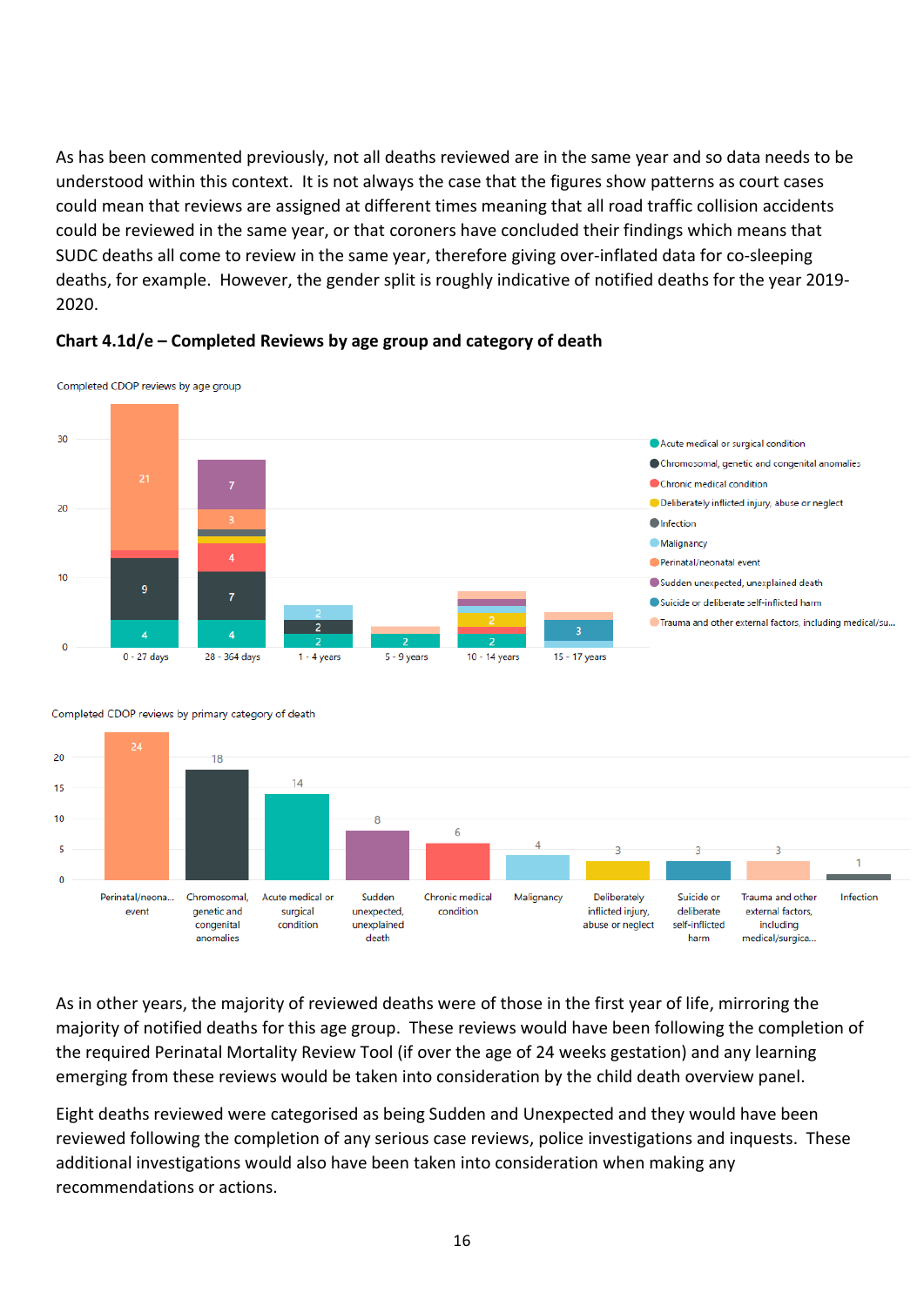As has been commented previously, not all deaths reviewed are in the same year and so data needs to be understood within this context. It is not always the case that the figures show patterns as court cases could mean that reviews are assigned at different times meaning that all road traffic collision accidents could be reviewed in the same year, or that coroners have concluded their findings which means that SUDC deaths all come to review in the same year, therefore giving over-inflated data for co-sleeping deaths, for example. However, the gender split is roughly indicative of notified deaths for the year 2019-2020.

**Chart 4.1d/e – Completed Reviews by age group and category of death**

Completed CDOP reviews by age group

Completed CDOP reviews by primary category of death

| Primary category of death | Completed reviews |
|---|---|
| Perinatal/neonatal event | 24 |
| Chromosomal, genetic and congenital anomalies | 18 |
| Acute medical or surgical condition | 14 |
| Sudden unexpected, unexplained death | 8 |
| Chronic medical condition | 6 |
| Malignancy | 4 |
| Deliberately inflicted injury, abuse or neglect | 3 |
| Suicide or deliberate self-inflicted harm | 3 |
| Trauma and other external factors, including medical/surgica... | 3 |
| Infection | 1 |

As in other years, the majority of reviewed deaths were of those in the first year of life, mirroring the majority of notified deaths for this age group. These reviews would have been following the completion of the required Perinatal Mortality Review Tool (if over the age of 24 weeks gestation) and any learning emerging from these reviews would be taken into consideration by the child death overview panel.

Eight deaths reviewed were categorised as being Sudden and Unexpected and they would have been reviewed following the completion of any serious case reviews, police investigations and inquests. These additional investigations would also have been taken into consideration when making any recommendations or actions.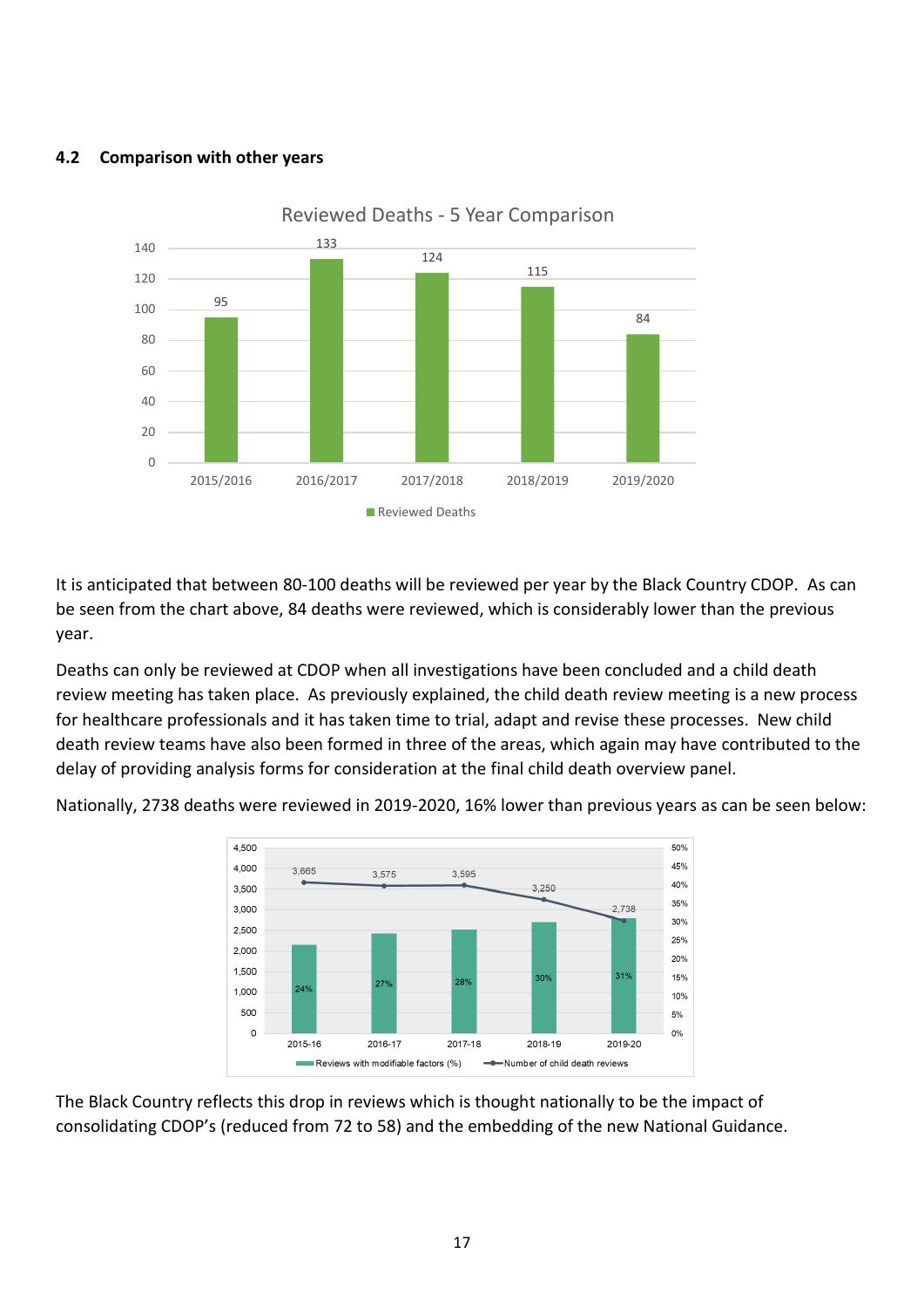### 4.2 Comparison with other years

**Reviewed Deaths - 5 Year Comparison**

| Year | Reviewed Deaths |
|---|---|
| 2015/2016 | 95 |
| 2016/2017 | 133 |
| 2017/2018 | 124 |
| 2018/2019 | 115 |
| 2019/2020 | 84 |

It is anticipated that between 80-100 deaths will be reviewed per year by the Black Country CDOP. As can be seen from the chart above, 84 deaths were reviewed, which is considerably lower than the previous year.

Deaths can only be reviewed at CDOP when all investigations have been concluded and a child death review meeting has taken place. As previously explained, the child death review meeting is a new process for healthcare professionals and it has taken time to trial, adapt and revise these processes. New child death review teams have also been formed in three of the areas, which again may have contributed to the delay of providing analysis forms for consideration at the final child death overview panel.

Nationally, 2738 deaths were reviewed in 2019-2020, 16% lower than previous years as can be seen below:

| Year | Reviews with modifiable factors (%) | Number of child death reviews |
|---|---|---|
| 2015-16 | 24% | 3,665 |
| 2016-17 | 27% | 3,575 |
| 2017-18 | 28% | 3,595 |
| 2018-19 | 30% | 3,250 |
| 2019-20 | 31% | 2,738 |

The Black Country reflects this drop in reviews which is thought nationally to be the impact of consolidating CDOP's (reduced from 72 to 58) and the embedding of the new National Guidance.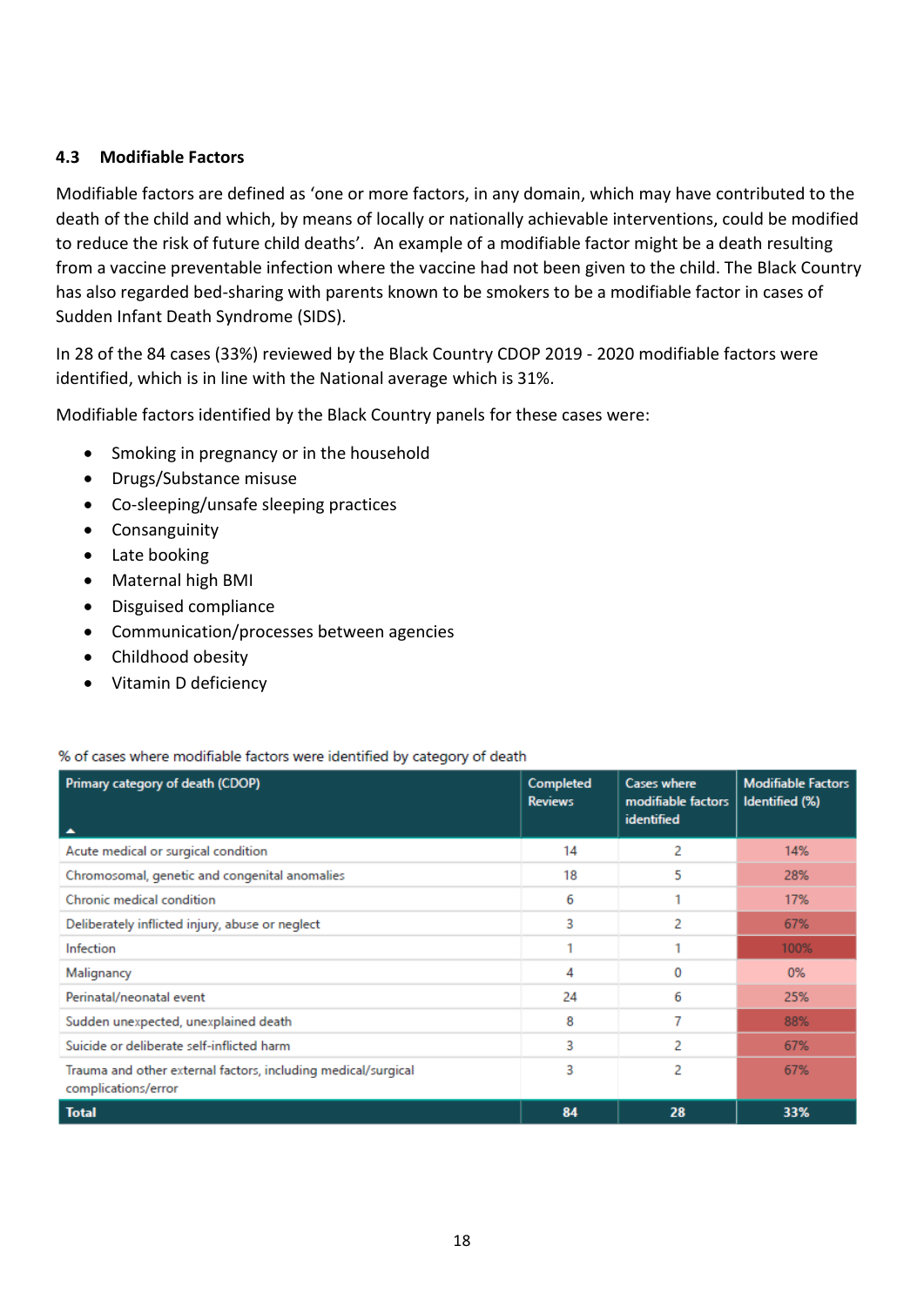## 4.3 Modifiable Factors

Modifiable factors are defined as 'one or more factors, in any domain, which may have contributed to the death of the child and which, by means of locally or nationally achievable interventions, could be modified to reduce the risk of future child deaths'. An example of a modifiable factor might be a death resulting from a vaccine preventable infection where the vaccine had not been given to the child. The Black Country has also regarded bed-sharing with parents known to be smokers to be a modifiable factor in cases of Sudden Infant Death Syndrome (SIDS).

In 28 of the 84 cases (33%) reviewed by the Black Country CDOP 2019 - 2020 modifiable factors were identified, which is in line with the National average which is 31%.

Modifiable factors identified by the Black Country panels for these cases were:

- Smoking in pregnancy or in the household
- Drugs/Substance misuse
- Co-sleeping/unsafe sleeping practices
- Consanguinity
- Late booking
- Maternal high BMI
- Disguised compliance
- Communication/processes between agencies
- Childhood obesity
- Vitamin D deficiency

% of cases where modifiable factors were identified by category of death

| Primary category of death (CDOP) | Completed Reviews | Cases where modifiable factors identified | Modifiable Factors Identified (%) |
|---|---|---|---|
| Acute medical or surgical condition | 14 | 2 | 14% |
| Chromosomal, genetic and congenital anomalies | 18 | 5 | 28% |
| Chronic medical condition | 6 | 1 | 17% |
| Deliberately inflicted injury, abuse or neglect | 3 | 2 | 67% |
| Infection | 1 | 1 | 100% |
| Malignancy | 4 | 0 | 0% |
| Perinatal/neonatal event | 24 | 6 | 25% |
| Sudden unexpected, unexplained death | 8 | 7 | 88% |
| Suicide or deliberate self-inflicted harm | 3 | 2 | 67% |
| Trauma and other external factors, including medical/surgical complications/error | 3 | 2 | 67% |
| **Total** | **84** | **28** | **33%** |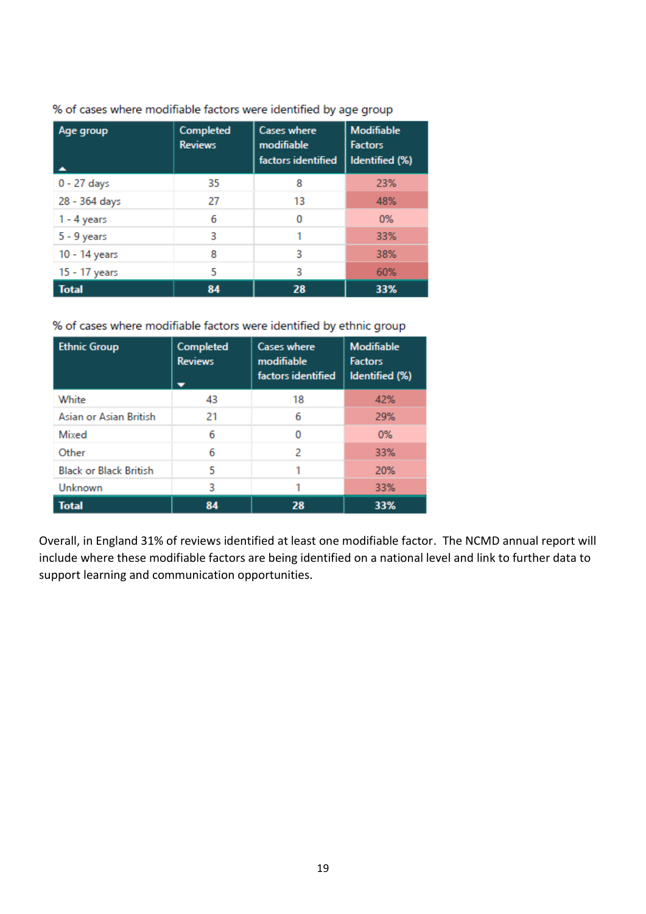% of cases where modifiable factors were identified by age group

| Age group | Completed Reviews | Cases where modifiable factors identified | Modifiable Factors Identified (%) |
|---|---|---|---|
| 0 - 27 days | 35 | 8 | 23% |
| 28 - 364 days | 27 | 13 | 48% |
| 1 - 4 years | 6 | 0 | 0% |
| 5 - 9 years | 3 | 1 | 33% |
| 10 - 14 years | 8 | 3 | 38% |
| 15 - 17 years | 5 | 3 | 60% |
| **Total** | **84** | **28** | **33%** |

% of cases where modifiable factors were identified by ethnic group

| Ethnic Group | Completed Reviews | Cases where modifiable factors identified | Modifiable Factors Identified (%) |
|---|---|---|---|
| White | 43 | 18 | 42% |
| Asian or Asian British | 21 | 6 | 29% |
| Mixed | 6 | 0 | 0% |
| Other | 6 | 2 | 33% |
| Black or Black British | 5 | 1 | 20% |
| Unknown | 3 | 1 | 33% |
| **Total** | **84** | **28** | **33%** |

Overall, in England 31% of reviews identified at least one modifiable factor. The NCMD annual report will include where these modifiable factors are being identified on a national level and link to further data to support learning and communication opportunities.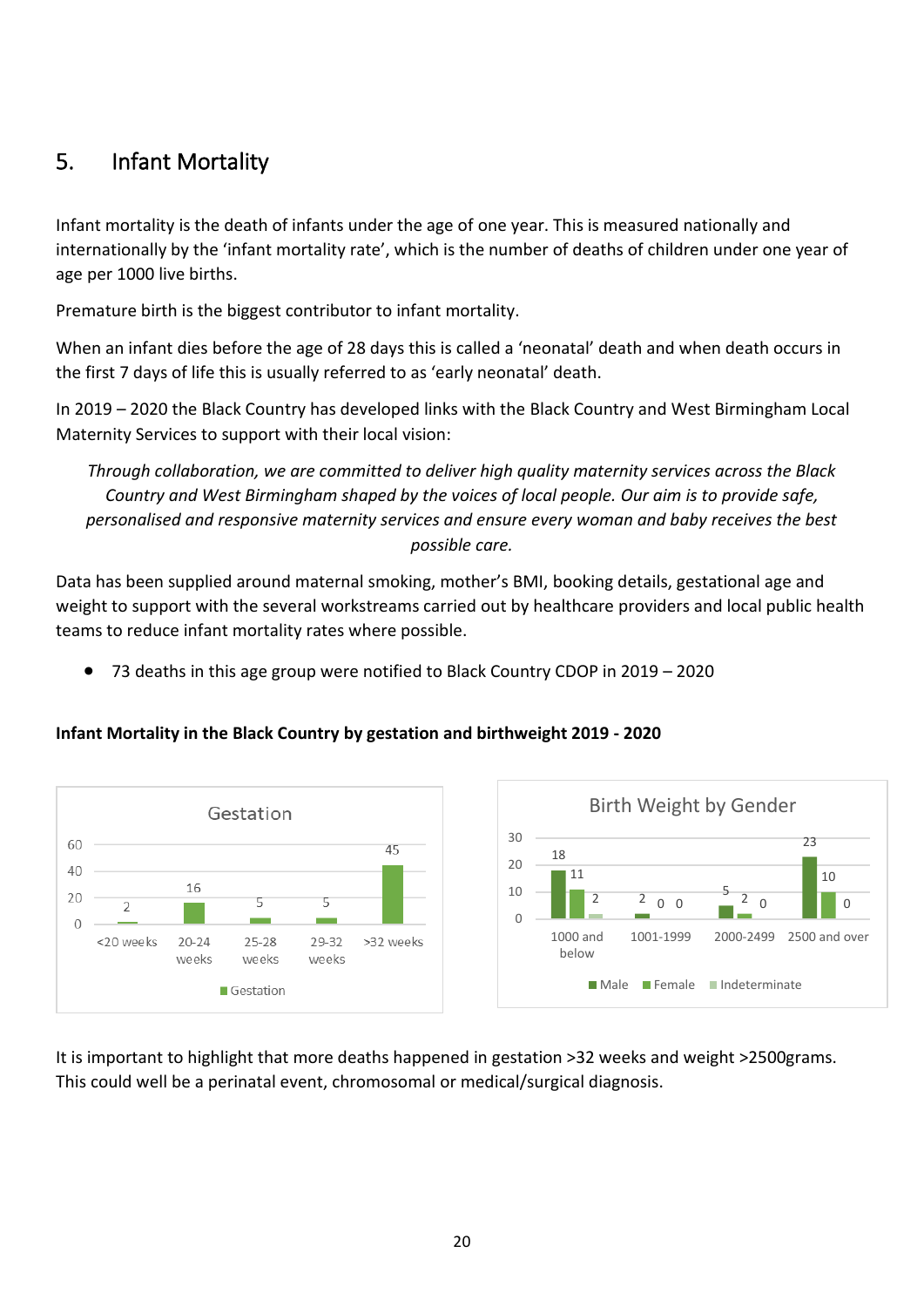# 5. Infant Mortality

Infant mortality is the death of infants under the age of one year. This is measured nationally and internationally by the 'infant mortality rate', which is the number of deaths of children under one year of age per 1000 live births.

Premature birth is the biggest contributor to infant mortality.

When an infant dies before the age of 28 days this is called a 'neonatal' death and when death occurs in the first 7 days of life this is usually referred to as 'early neonatal' death.

In 2019 – 2020 the Black Country has developed links with the Black Country and West Birmingham Local Maternity Services to support with their local vision:

*Through collaboration, we are committed to deliver high quality maternity services across the Black Country and West Birmingham shaped by the voices of local people. Our aim is to provide safe, personalised and responsive maternity services and ensure every woman and baby receives the best possible care.*

Data has been supplied around maternal smoking, mother's BMI, booking details, gestational age and weight to support with the several workstreams carried out by healthcare providers and local public health teams to reduce infant mortality rates where possible.

- 73 deaths in this age group were notified to Black Country CDOP in 2019 – 2020

**Infant Mortality in the Black Country by gestation and birthweight 2019 - 2020**

**Gestation**

| Gestation | <20 weeks | 20-24 weeks | 25-28 weeks | 29-32 weeks | >32 weeks |
|---|---|---|---|---|---|
| Gestation | 2 | 16 | 5 | 5 | 45 |

**Birth Weight by Gender**

| | 1000 and below | 1001-1999 | 2000-2499 | 2500 and over |
|---|---|---|---|---|
| Male | 18 | 2 | 5 | 23 |
| Female | 11 | 0 | 2 | 10 |
| Indeterminate | 2 | 0 | 0 | 0 |

It is important to highlight that more deaths happened in gestation >32 weeks and weight >2500grams. This could well be a perinatal event, chromosomal or medical/surgical diagnosis.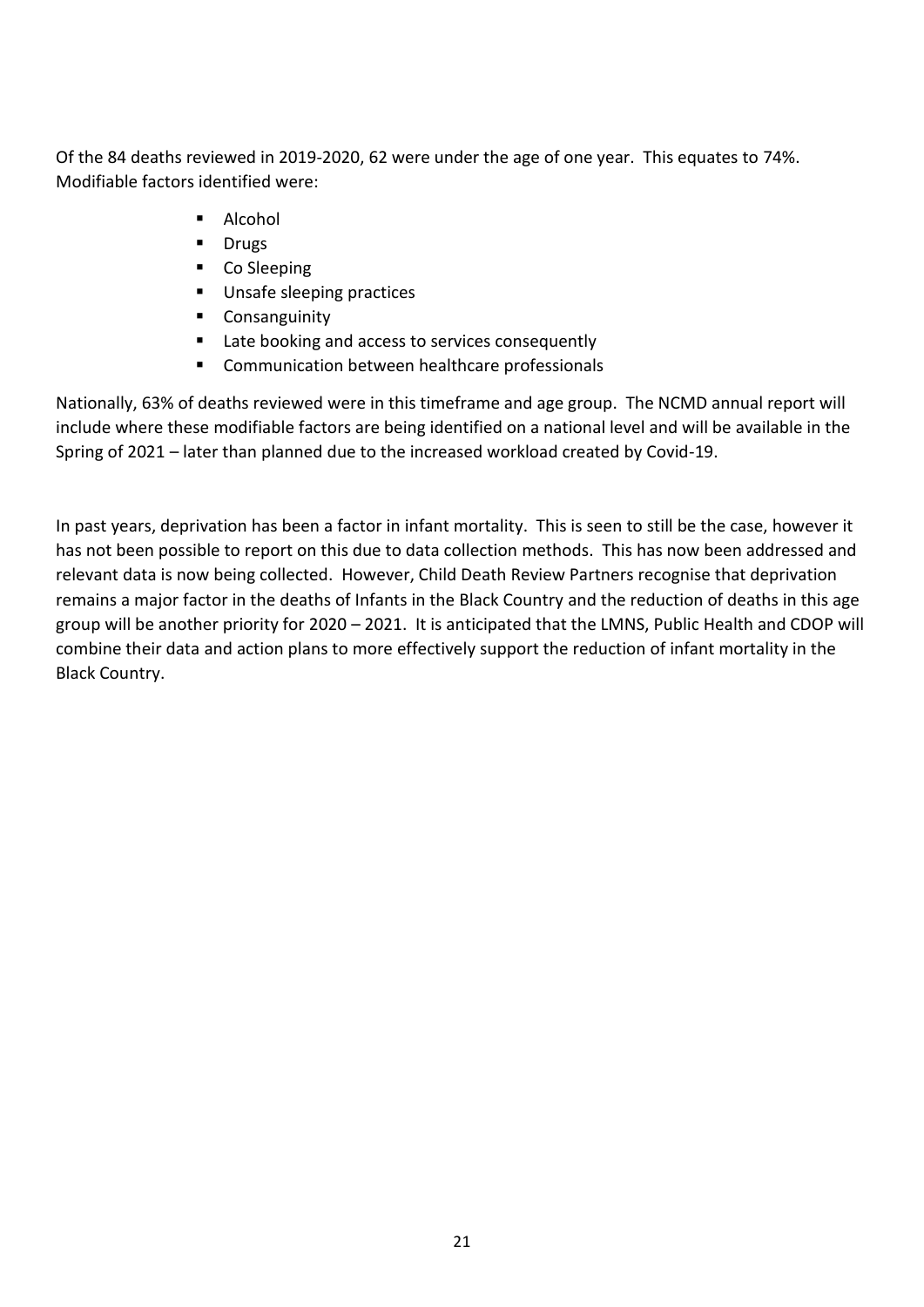Of the 84 deaths reviewed in 2019-2020, 62 were under the age of one year. This equates to 74%. Modifiable factors identified were:

- Alcohol
- Drugs
- Co Sleeping
- Unsafe sleeping practices
- Consanguinity
- Late booking and access to services consequently
- Communication between healthcare professionals

Nationally, 63% of deaths reviewed were in this timeframe and age group. The NCMD annual report will include where these modifiable factors are being identified on a national level and will be available in the Spring of 2021 – later than planned due to the increased workload created by Covid-19.

In past years, deprivation has been a factor in infant mortality. This is seen to still be the case, however it has not been possible to report on this due to data collection methods. This has now been addressed and relevant data is now being collected. However, Child Death Review Partners recognise that deprivation remains a major factor in the deaths of Infants in the Black Country and the reduction of deaths in this age group will be another priority for 2020 – 2021. It is anticipated that the LMNS, Public Health and CDOP will combine their data and action plans to more effectively support the reduction of infant mortality in the Black Country.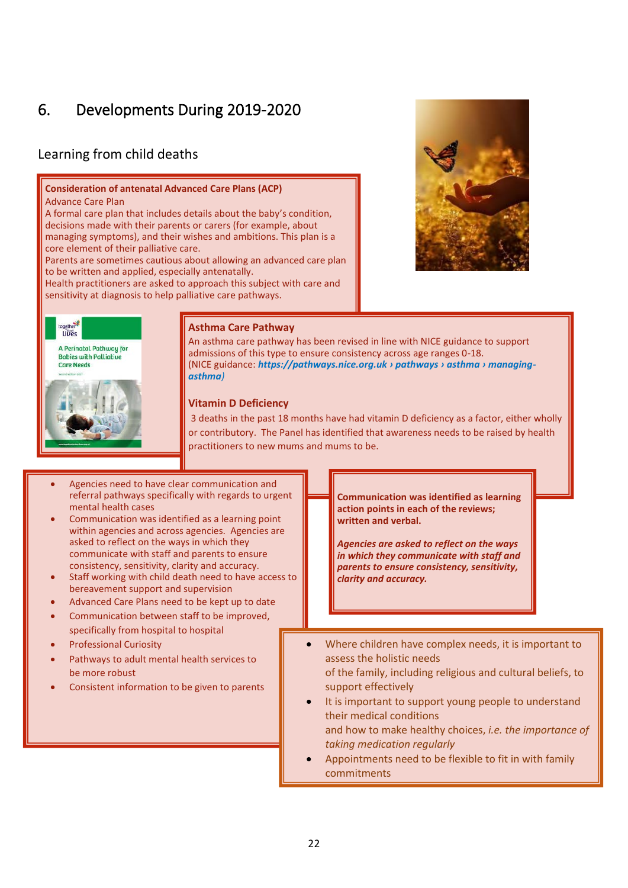# 6. Developments During 2019-2020

## Learning from child deaths

**Consideration of antenatal Advanced Care Plans (ACP)**

Advance Care Plan

A formal care plan that includes details about the baby's condition, decisions made with their parents or carers (for example, about managing symptoms), and their wishes and ambitions. This plan is a core element of their palliative care.

Parents are sometimes cautious about allowing an advanced care plan to be written and applied, especially antenatally.

Health practitioners are asked to approach this subject with care and sensitivity at diagnosis to help palliative care pathways.

**Asthma Care Pathway**

An asthma care pathway has been revised in line with NICE guidance to support admissions of this type to ensure consistency across age ranges 0-18.
(NICE guidance: ***https://pathways.nice.org.uk › pathways › asthma › managing-asthma***)

**Vitamin D Deficiency**

3 deaths in the past 18 months have had vitamin D deficiency as a factor, either wholly or contributory. The Panel has identified that awareness needs to be raised by health practitioners to new mums and mums to be.

- Agencies need to have clear communication and referral pathways specifically with regards to urgent mental health cases
- Communication was identified as a learning point within agencies and across agencies. Agencies are asked to reflect on the ways in which they communicate with staff and parents to ensure consistency, sensitivity, clarity and accuracy.
- Staff working with child death need to have access to bereavement support and supervision
- Advanced Care Plans need to be kept up to date
- Communication between staff to be improved, specifically from hospital to hospital
- Professional Curiosity
- Pathways to adult mental health services to be more robust
- Consistent information to be given to parents

**Communication was identified as learning action points in each of the reviews; written and verbal.**

***Agencies are asked to reflect on the ways in which they communicate with staff and parents to ensure consistency, sensitivity, clarity and accuracy.***

- Where children have complex needs, it is important to assess the holistic needs of the family, including religious and cultural beliefs, to support effectively
- It is important to support young people to understand their medical conditions and how to make healthy choices, *i.e. the importance of taking medication regularly*
- Appointments need to be flexible to fit in with family commitments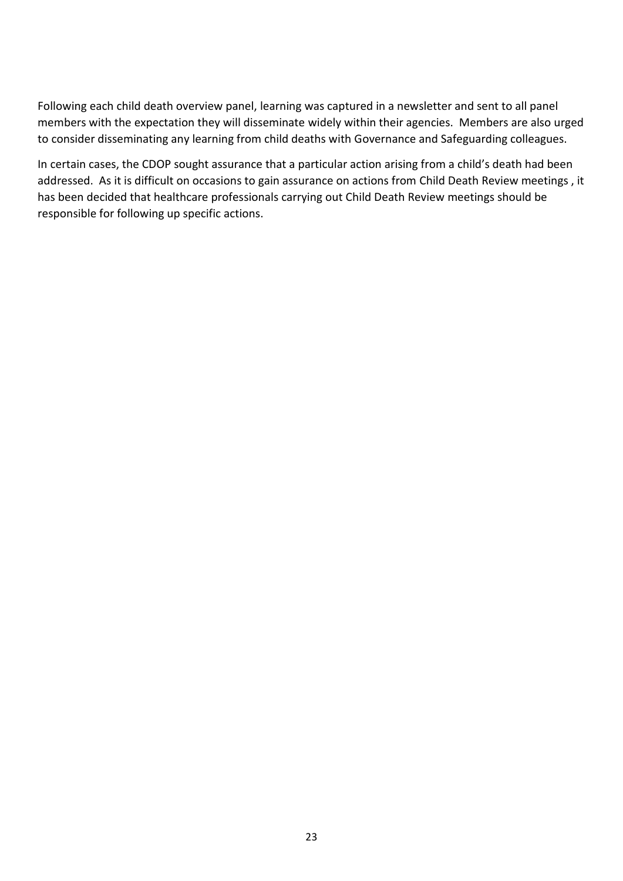Following each child death overview panel, learning was captured in a newsletter and sent to all panel members with the expectation they will disseminate widely within their agencies.  Members are also urged to consider disseminating any learning from child deaths with Governance and Safeguarding colleagues.

In certain cases, the CDOP sought assurance that a particular action arising from a child's death had been addressed.  As it is difficult on occasions to gain assurance on actions from Child Death Review meetings , it has been decided that healthcare professionals carrying out Child Death Review meetings should be responsible for following up specific actions.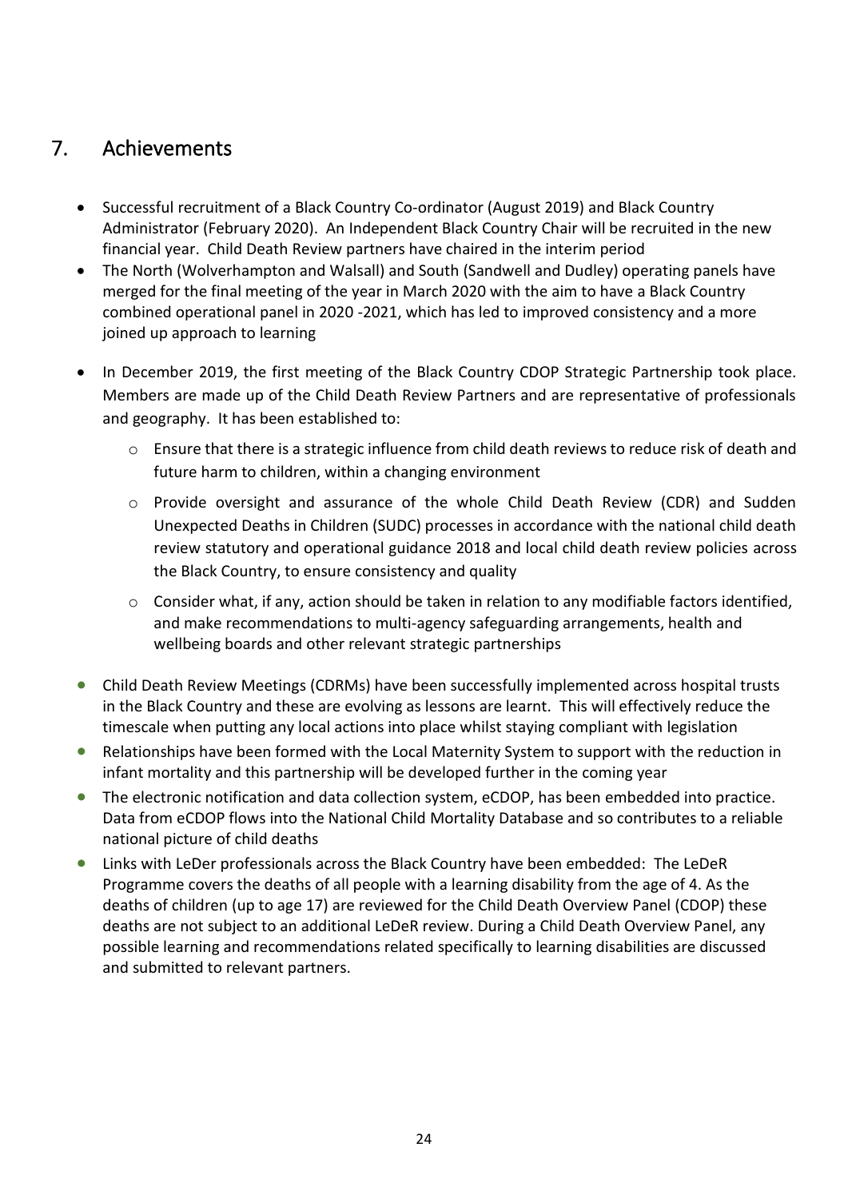## 7. Achievements

- Successful recruitment of a Black Country Co-ordinator (August 2019) and Black Country Administrator (February 2020). An Independent Black Country Chair will be recruited in the new financial year. Child Death Review partners have chaired in the interim period
- The North (Wolverhampton and Walsall) and South (Sandwell and Dudley) operating panels have merged for the final meeting of the year in March 2020 with the aim to have a Black Country combined operational panel in 2020 -2021, which has led to improved consistency and a more joined up approach to learning
- In December 2019, the first meeting of the Black Country CDOP Strategic Partnership took place. Members are made up of the Child Death Review Partners and are representative of professionals and geography. It has been established to:
  - Ensure that there is a strategic influence from child death reviews to reduce risk of death and future harm to children, within a changing environment
  - Provide oversight and assurance of the whole Child Death Review (CDR) and Sudden Unexpected Deaths in Children (SUDC) processes in accordance with the national child death review statutory and operational guidance 2018 and local child death review policies across the Black Country, to ensure consistency and quality
  - Consider what, if any, action should be taken in relation to any modifiable factors identified, and make recommendations to multi-agency safeguarding arrangements, health and wellbeing boards and other relevant strategic partnerships
- Child Death Review Meetings (CDRMs) have been successfully implemented across hospital trusts in the Black Country and these are evolving as lessons are learnt. This will effectively reduce the timescale when putting any local actions into place whilst staying compliant with legislation
- Relationships have been formed with the Local Maternity System to support with the reduction in infant mortality and this partnership will be developed further in the coming year
- The electronic notification and data collection system, eCDOP, has been embedded into practice. Data from eCDOP flows into the National Child Mortality Database and so contributes to a reliable national picture of child deaths
- Links with LeDer professionals across the Black Country have been embedded: The LeDeR Programme covers the deaths of all people with a learning disability from the age of 4. As the deaths of children (up to age 17) are reviewed for the Child Death Overview Panel (CDOP) these deaths are not subject to an additional LeDeR review. During a Child Death Overview Panel, any possible learning and recommendations related specifically to learning disabilities are discussed and submitted to relevant partners.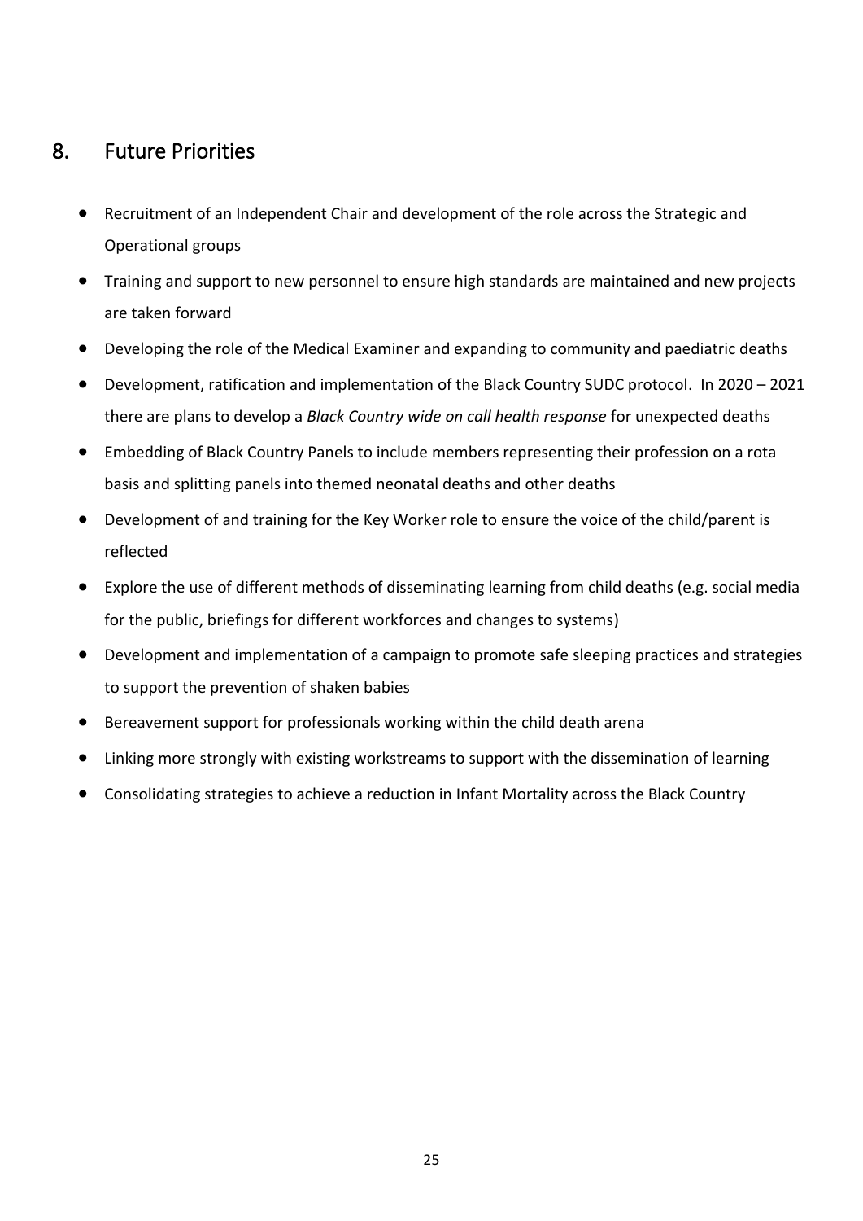## 8. Future Priorities

- Recruitment of an Independent Chair and development of the role across the Strategic and Operational groups
- Training and support to new personnel to ensure high standards are maintained and new projects are taken forward
- Developing the role of the Medical Examiner and expanding to community and paediatric deaths
- Development, ratification and implementation of the Black Country SUDC protocol. In 2020 – 2021 there are plans to develop a *Black Country wide on call health response* for unexpected deaths
- Embedding of Black Country Panels to include members representing their profession on a rota basis and splitting panels into themed neonatal deaths and other deaths
- Development of and training for the Key Worker role to ensure the voice of the child/parent is reflected
- Explore the use of different methods of disseminating learning from child deaths (e.g. social media for the public, briefings for different workforces and changes to systems)
- Development and implementation of a campaign to promote safe sleeping practices and strategies to support the prevention of shaken babies
- Bereavement support for professionals working within the child death arena
- Linking more strongly with existing workstreams to support with the dissemination of learning
- Consolidating strategies to achieve a reduction in Infant Mortality across the Black Country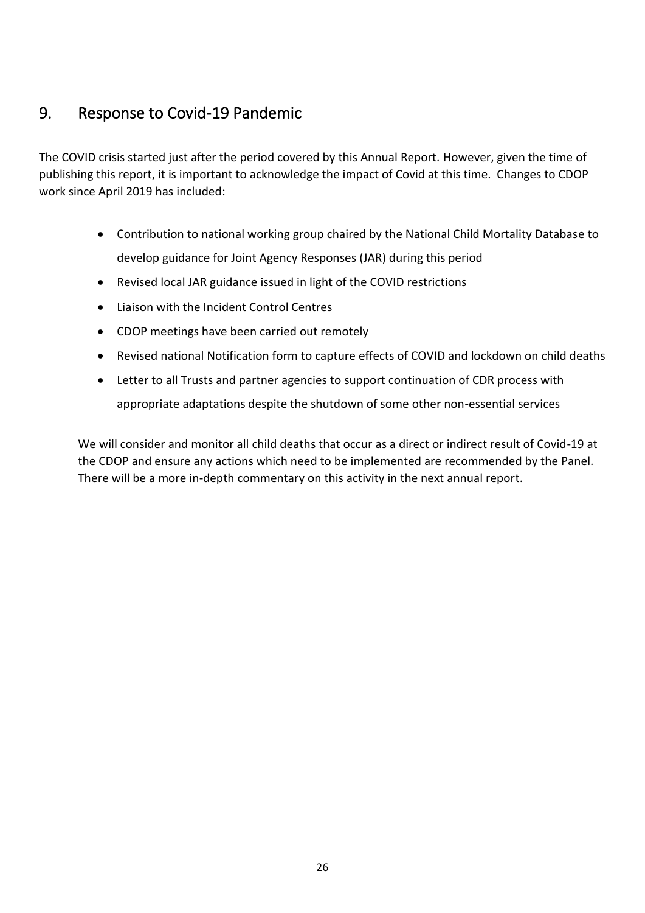## 9. Response to Covid-19 Pandemic

The COVID crisis started just after the period covered by this Annual Report. However, given the time of publishing this report, it is important to acknowledge the impact of Covid at this time. Changes to CDOP work since April 2019 has included:

- Contribution to national working group chaired by the National Child Mortality Database to develop guidance for Joint Agency Responses (JAR) during this period
- Revised local JAR guidance issued in light of the COVID restrictions
- Liaison with the Incident Control Centres
- CDOP meetings have been carried out remotely
- Revised national Notification form to capture effects of COVID and lockdown on child deaths
- Letter to all Trusts and partner agencies to support continuation of CDR process with appropriate adaptations despite the shutdown of some other non-essential services

We will consider and monitor all child deaths that occur as a direct or indirect result of Covid-19 at the CDOP and ensure any actions which need to be implemented are recommended by the Panel. There will be a more in-depth commentary on this activity in the next annual report.